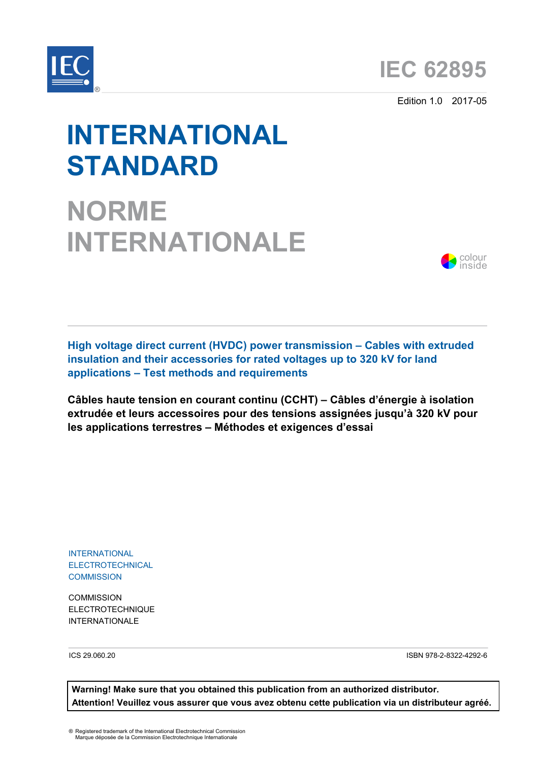# IEC 62895

Edition 1.0 2017-05

# INTERNATIONAL STANDARD

# NORME INTERNATIONALE

colour inside

**High voltage direct current (HVDC) power transmission – Cables with extruded insulation and their accessories for rated voltages up to 320 kV for land applications – Test methods and requirements**

**Câbles haute tension en courant continu (CCHT) – Câbles d'énergie à isolation extrudée et leurs accessoires pour des tensions assignées jusqu'à 320 kV pour les applications terrestres – Méthodes et exigences d'essai**

INTERNATIONAL ELECTROTECHNICAL COMMISSION

COMMISSION ELECTROTECHNIQUE INTERNATIONALE

ICS 29.060.20

ISBN 978-2-8322-4292-6

**Warning! Make sure that you obtained this publication from an authorized distributor.**
**Attention! Veuillez vous assurer que vous avez obtenu cette publication via un distributeur agréé.**

® Registered trademark of the International Electrotechnical Commission
Marque déposée de la Commission Electrotechnique Internationale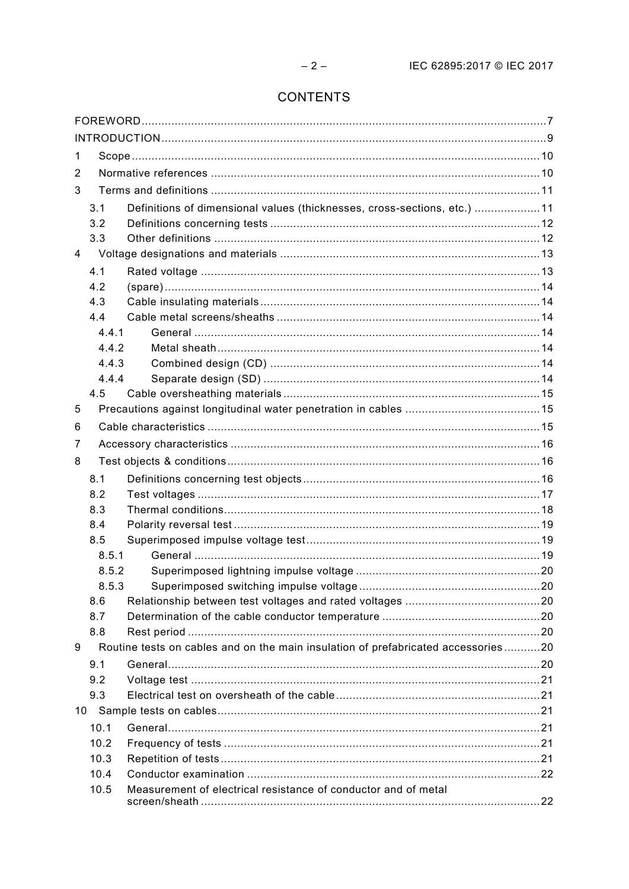# CONTENTS

FOREWORD ... 7
INTRODUCTION ... 9
1 Scope ... 10
2 Normative references ... 10
3 Terms and definitions ... 11
 3.1 Definitions of dimensional values (thicknesses, cross-sections, etc.) ... 11
 3.2 Definitions concerning tests ... 12
 3.3 Other definitions ... 12
4 Voltage designations and materials ... 13
 4.1 Rated voltage ... 13
 4.2 (spare) ... 14
 4.3 Cable insulating materials ... 14
 4.4 Cable metal screens/sheaths ... 14
  4.4.1 General ... 14
  4.4.2 Metal sheath ... 14
  4.4.3 Combined design (CD) ... 14
  4.4.4 Separate design (SD) ... 14
 4.5 Cable oversheathing materials ... 15
5 Precautions against longitudinal water penetration in cables ... 15
6 Cable characteristics ... 15
7 Accessory characteristics ... 16
8 Test objects & conditions ... 16
 8.1 Definitions concerning test objects ... 16
 8.2 Test voltages ... 17
 8.3 Thermal conditions ... 18
 8.4 Polarity reversal test ... 19
 8.5 Superimposed impulse voltage test ... 19
  8.5.1 General ... 19
  8.5.2 Superimposed lightning impulse voltage ... 20
  8.5.3 Superimposed switching impulse voltage ... 20
 8.6 Relationship between test voltages and rated voltages ... 20
 8.7 Determination of the cable conductor temperature ... 20
 8.8 Rest period ... 20
9 Routine tests on cables and on the main insulation of prefabricated accessories ... 20
 9.1 General ... 20
 9.2 Voltage test ... 21
 9.3 Electrical test on oversheath of the cable ... 21
10 Sample tests on cables ... 21
 10.1 General ... 21
 10.2 Frequency of tests ... 21
 10.3 Repetition of tests ... 21
 10.4 Conductor examination ... 22
 10.5 Measurement of electrical resistance of conductor and of metal screen/sheath ... 22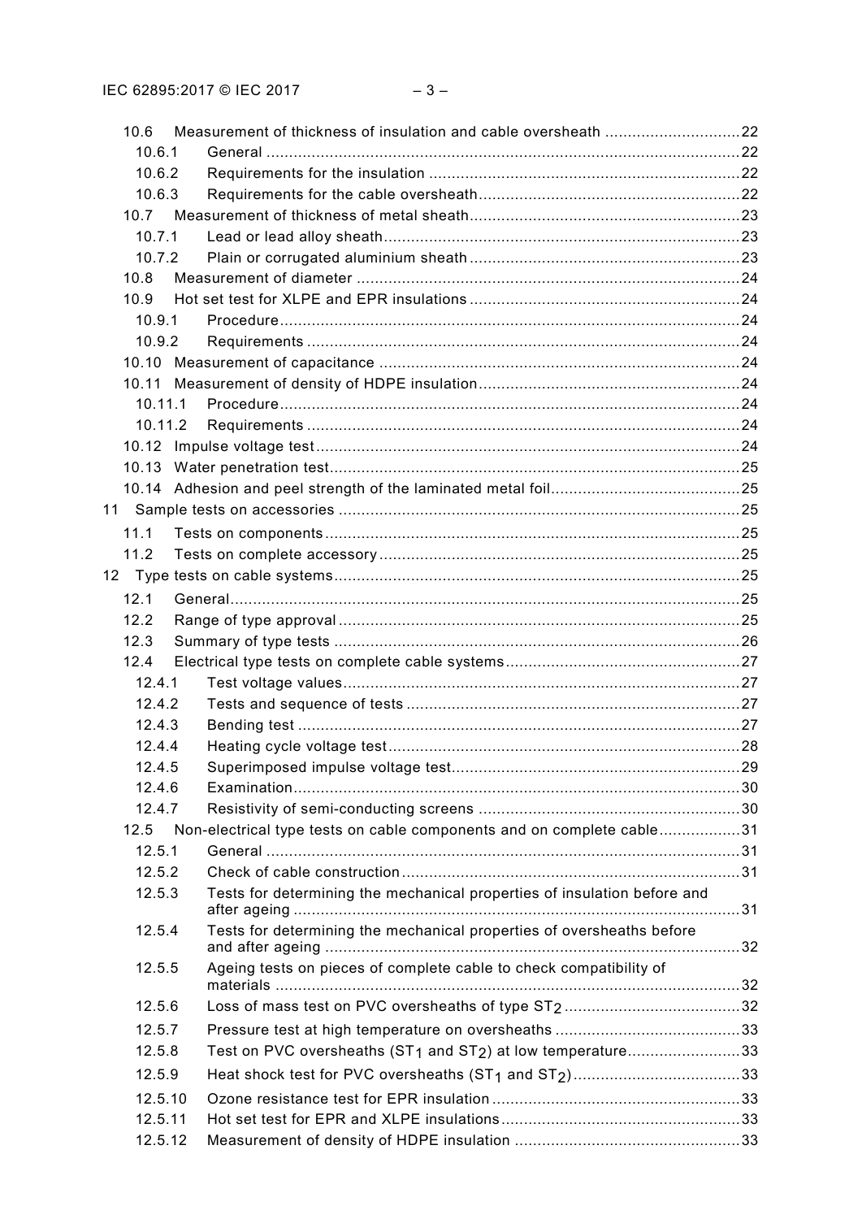10.6 Measurement of thickness of insulation and cable oversheath ............................. 22
10.6.1 General ........................................................................................................ 22
10.6.2 Requirements for the insulation .................................................................... 22
10.6.3 Requirements for the cable oversheath ......................................................... 22
10.7 Measurement of thickness of metal sheath ........................................................... 23
10.7.1 Lead or lead alloy sheath ............................................................................. 23
10.7.2 Plain or corrugated aluminium sheath ........................................................... 23
10.8 Measurement of diameter .................................................................................... 24
10.9 Hot set test for XLPE and EPR insulations ........................................................... 24
10.9.1 Procedure ..................................................................................................... 24
10.9.2 Requirements ............................................................................................... 24
10.10 Measurement of capacitance ............................................................................... 24
10.11 Measurement of density of HDPE insulation ......................................................... 24
10.11.1 Procedure ..................................................................................................... 24
10.11.2 Requirements ............................................................................................... 24
10.12 Impulse voltage test ............................................................................................ 24
10.13 Water penetration test .......................................................................................... 25
10.14 Adhesion and peel strength of the laminated metal foil ......................................... 25
11 Sample tests on accessories ........................................................................................ 25
11.1 Tests on components ........................................................................................... 25
11.2 Tests on complete accessory ............................................................................... 25
12 Type tests on cable systems ......................................................................................... 25
12.1 General ................................................................................................................ 25
12.2 Range of type approval ........................................................................................ 25
12.3 Summary of type tests ......................................................................................... 26
12.4 Electrical type tests on complete cable systems ................................................... 27
12.4.1 Test voltage values ....................................................................................... 27
12.4.2 Tests and sequence of tests ......................................................................... 27
12.4.3 Bending test ................................................................................................. 27
12.4.4 Heating cycle voltage test ............................................................................. 28
12.4.5 Superimposed impulse voltage test ............................................................... 29
12.4.6 Examination .................................................................................................. 30
12.4.7 Resistivity of semi-conducting screens .......................................................... 30
12.5 Non-electrical type tests on cable components and on complete cable .................. 31
12.5.1 General ........................................................................................................ 31
12.5.2 Check of cable construction ........................................................................... 31
12.5.3 Tests for determining the mechanical properties of insulation before and after ageing ................................................................................................. 31
12.5.4 Tests for determining the mechanical properties of oversheaths before and after ageing ........................................................................................... 32
12.5.5 Ageing tests on pieces of complete cable to check compatibility of materials ...................................................................................................... 32
12.5.6 Loss of mass test on PVC oversheaths of type $ST_2$ ....................................... 32
12.5.7 Pressure test at high temperature on oversheaths ......................................... 33
12.5.8 Test on PVC oversheaths ($ST_1$ and $ST_2$) at low temperature ......................... 33
12.5.9 Heat shock test for PVC oversheaths ($ST_1$ and $ST_2$) ..................................... 33
12.5.10 Ozone resistance test for EPR insulation ...................................................... 33
12.5.11 Hot set test for EPR and XLPE insulations ..................................................... 33
12.5.12 Measurement of density of HDPE insulation ................................................. 33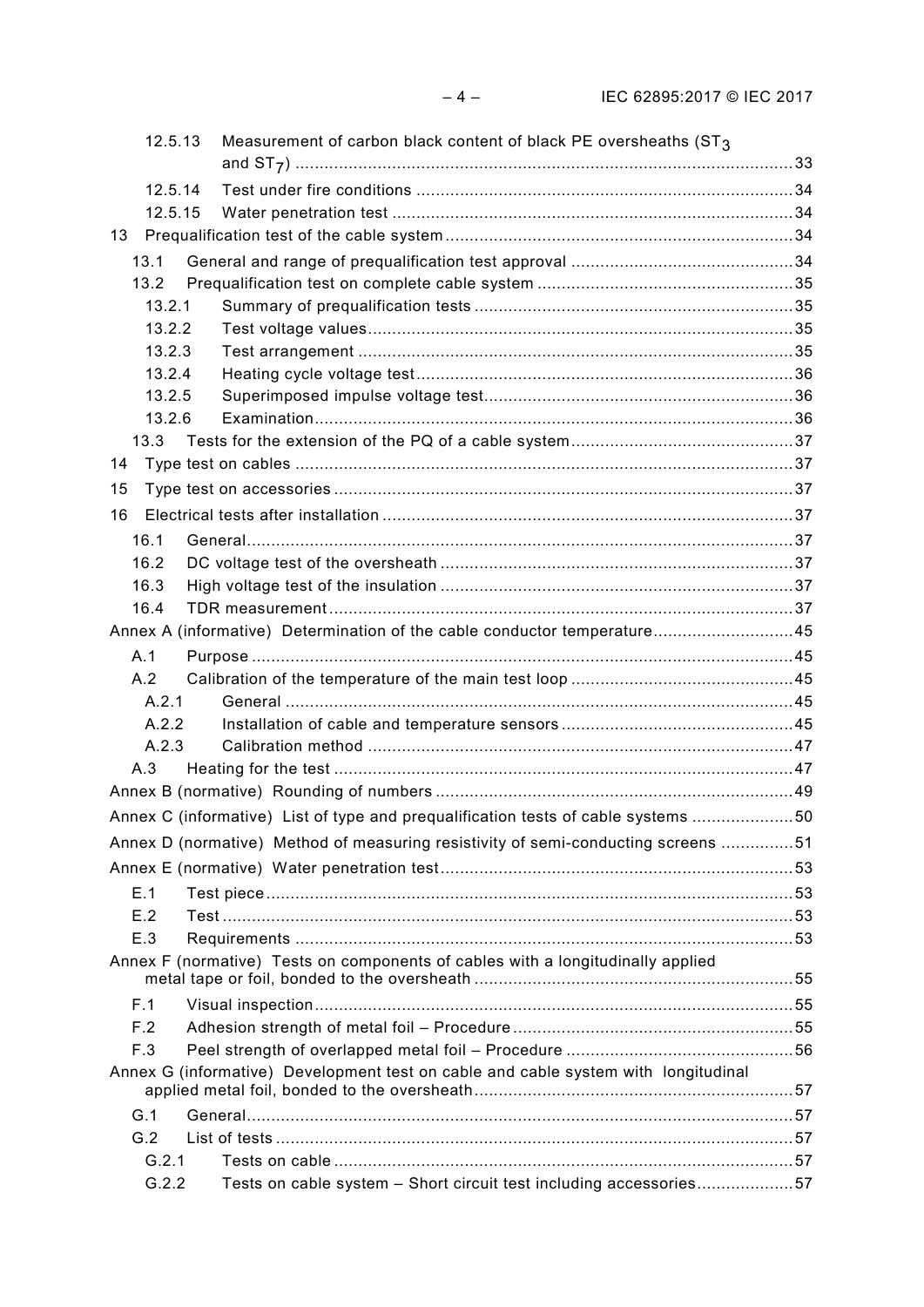12.5.13 Measurement of carbon black content of black PE oversheaths ($ST_3$ and $ST_7$) ...................................................................................................33

12.5.14 Test under fire conditions ..............................................................................34

12.5.15 Water penetration test ...................................................................................34

13 Prequalification test of the cable system ........................................................................34

13.1 General and range of prequalification test approval ..............................................34

13.2 Prequalification test on complete cable system .....................................................35

13.2.1 Summary of prequalification tests ..................................................................35

13.2.2 Test voltage values........................................................................................35

13.2.3 Test arrangement ..........................................................................................35

13.2.4 Heating cycle voltage test..............................................................................36

13.2.5 Superimposed impulse voltage test................................................................36

13.2.6 Examination...................................................................................................36

13.3 Tests for the extension of the PQ of a cable system..............................................37

14 Type test on cables .......................................................................................................37

15 Type test on accessories ...............................................................................................37

16 Electrical tests after installation .....................................................................................37

16.1 General.................................................................................................................37

16.2 DC voltage test of the oversheath .........................................................................37

16.3 High voltage test of the insulation .........................................................................37

16.4 TDR measurement ................................................................................................37

Annex A (informative) Determination of the cable conductor temperature.............................45

A.1 Purpose ................................................................................................................45

A.2 Calibration of the temperature of the main test loop ..............................................45

A.2.1 General .........................................................................................................45

A.2.2 Installation of cable and temperature sensors ................................................45

A.2.3 Calibration method ........................................................................................47

A.3 Heating for the test ...............................................................................................47

Annex B (normative) Rounding of numbers ..........................................................................49

Annex C (informative) List of type and prequalification tests of cable systems .....................50

Annex D (normative) Method of measuring resistivity of semi-conducting screens ...............51

Annex E (normative) Water penetration test.........................................................................53

E.1 Test piece.............................................................................................................53

E.2 Test ......................................................................................................................53

E.3 Requirements .......................................................................................................53

Annex F (normative) Tests on components of cables with a longitudinally applied metal tape or foil, bonded to the oversheath ..................................................................55

F.1 Visual inspection...................................................................................................55

F.2 Adhesion strength of metal foil – Procedure ..........................................................55

F.3 Peel strength of overlapped metal foil – Procedure ...............................................56

Annex G (informative) Development test on cable and cable system with longitudinal applied metal foil, bonded to the oversheath..................................................................57

G.1 General.................................................................................................................57

G.2 List of tests ...........................................................................................................57

G.2.1 Tests on cable ...............................................................................................57

G.2.2 Tests on cable system – Short circuit test including accessories....................57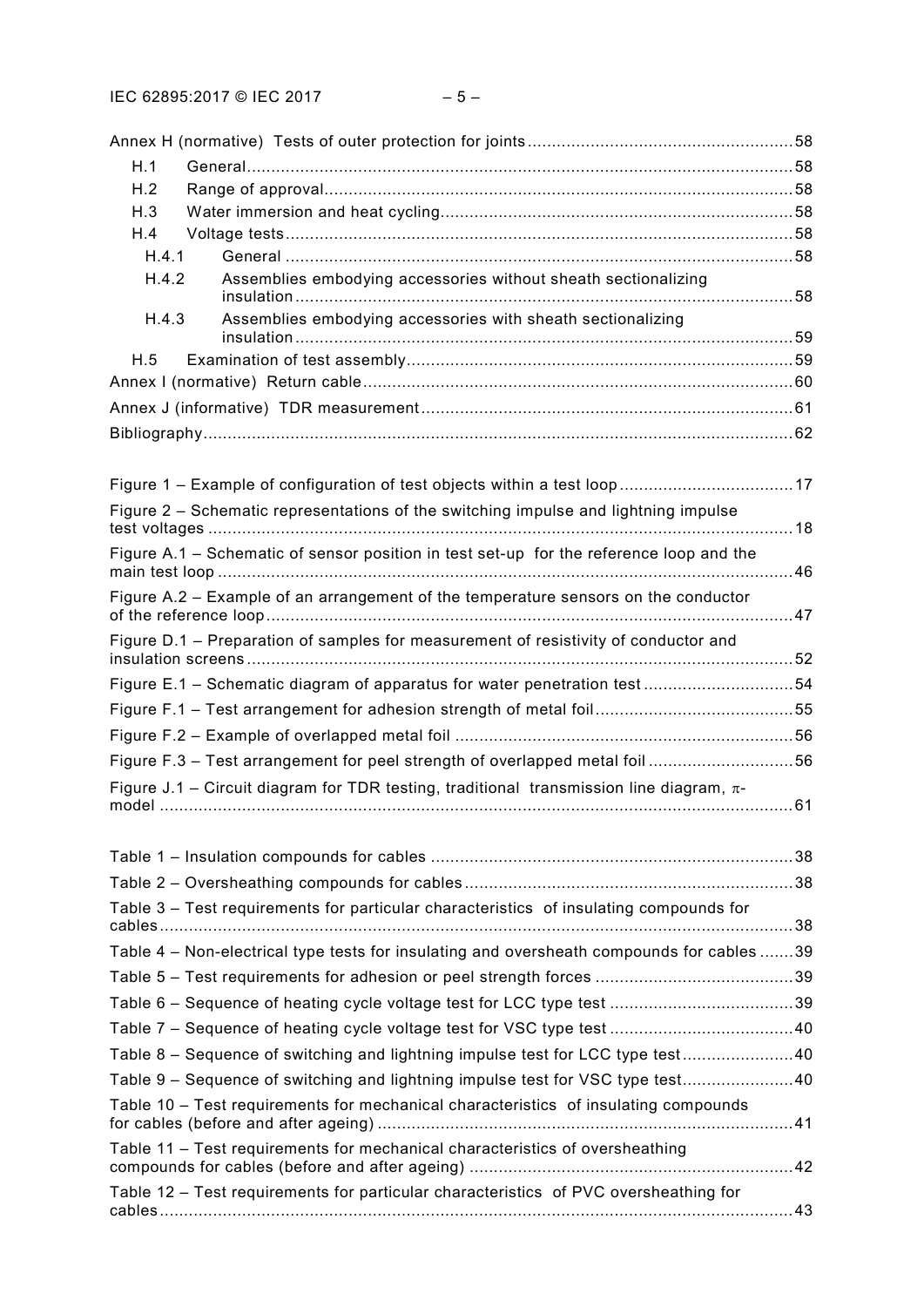Annex H (normative) Tests of outer protection for joints ....................................................... 58
H.1 General ................................................................................................................. 58
H.2 Range of approval ................................................................................................. 58
H.3 Water immersion and heat cycling ......................................................................... 58
H.4 Voltage tests ......................................................................................................... 58
H.4.1 General ......................................................................................................... 58
H.4.2 Assemblies embodying accessories without sheath sectionalizing insulation ....................................................................................................... 58
H.4.3 Assemblies embodying accessories with sheath sectionalizing insulation ....................................................................................................... 59
H.5 Examination of test assembly ................................................................................ 59
Annex I (normative) Return cable ......................................................................................... 60
Annex J (informative) TDR measurement ............................................................................. 61
Bibliography .......................................................................................................................... 62

Figure 1 – Example of configuration of test objects within a test loop .................................... 17
Figure 2 – Schematic representations of the switching impulse and lightning impulse test voltages ......................................................................................................................... 18
Figure A.1 – Schematic of sensor position in test set-up for the reference loop and the main test loop ...................................................................................................................... 46
Figure A.2 – Example of an arrangement of the temperature sensors on the conductor of the reference loop ............................................................................................................. 47
Figure D.1 – Preparation of samples for measurement of resistivity of conductor and insulation screens ................................................................................................................ 52
Figure E.1 – Schematic diagram of apparatus for water penetration test ............................... 54
Figure F.1 – Test arrangement for adhesion strength of metal foil ......................................... 55
Figure F.2 – Example of overlapped metal foil ...................................................................... 56
Figure F.3 – Test arrangement for peel strength of overlapped metal foil .............................. 56
Figure J.1 – Circuit diagram for TDR testing, traditional transmission line diagram, $\pi$-model .................................................................................................................................. 61

Table 1 – Insulation compounds for cables ........................................................................... 38
Table 2 – Oversheathing compounds for cables .................................................................... 38
Table 3 – Test requirements for particular characteristics of insulating compounds for cables ................................................................................................................................... 38
Table 4 – Non-electrical type tests for insulating and oversheath compounds for cables ....... 39
Table 5 – Test requirements for adhesion or peel strength forces ......................................... 39
Table 6 – Sequence of heating cycle voltage test for LCC type test ...................................... 39
Table 7 – Sequence of heating cycle voltage test for VSC type test ...................................... 40
Table 8 – Sequence of switching and lightning impulse test for LCC type test ....................... 40
Table 9 – Sequence of switching and lightning impulse test for VSC type test ....................... 40
Table 10 – Test requirements for mechanical characteristics of insulating compounds for cables (before and after ageing) ...................................................................................... 41
Table 11 – Test requirements for mechanical characteristics of oversheathing compounds for cables (before and after ageing) ................................................................... 42
Table 12 – Test requirements for particular characteristics of PVC oversheathing for cables ................................................................................................................................... 43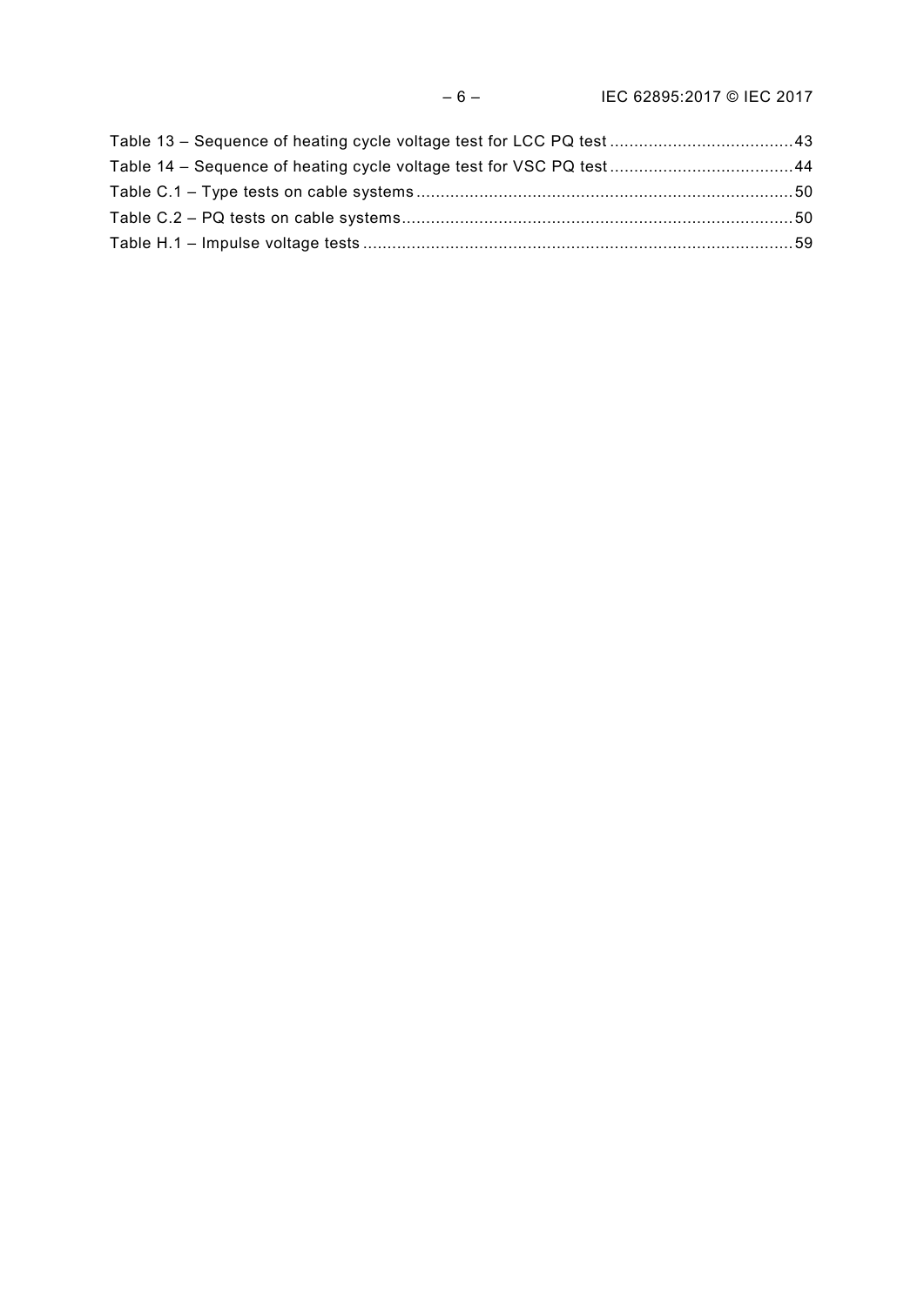Table 13 – Sequence of heating cycle voltage test for LCC PQ test ......................................43
Table 14 – Sequence of heating cycle voltage test for VSC PQ test ......................................44
Table C.1 – Type tests on cable systems .............................................................................50
Table C.2 – PQ tests on cable systems.................................................................................50
Table H.1 – Impulse voltage tests .........................................................................................59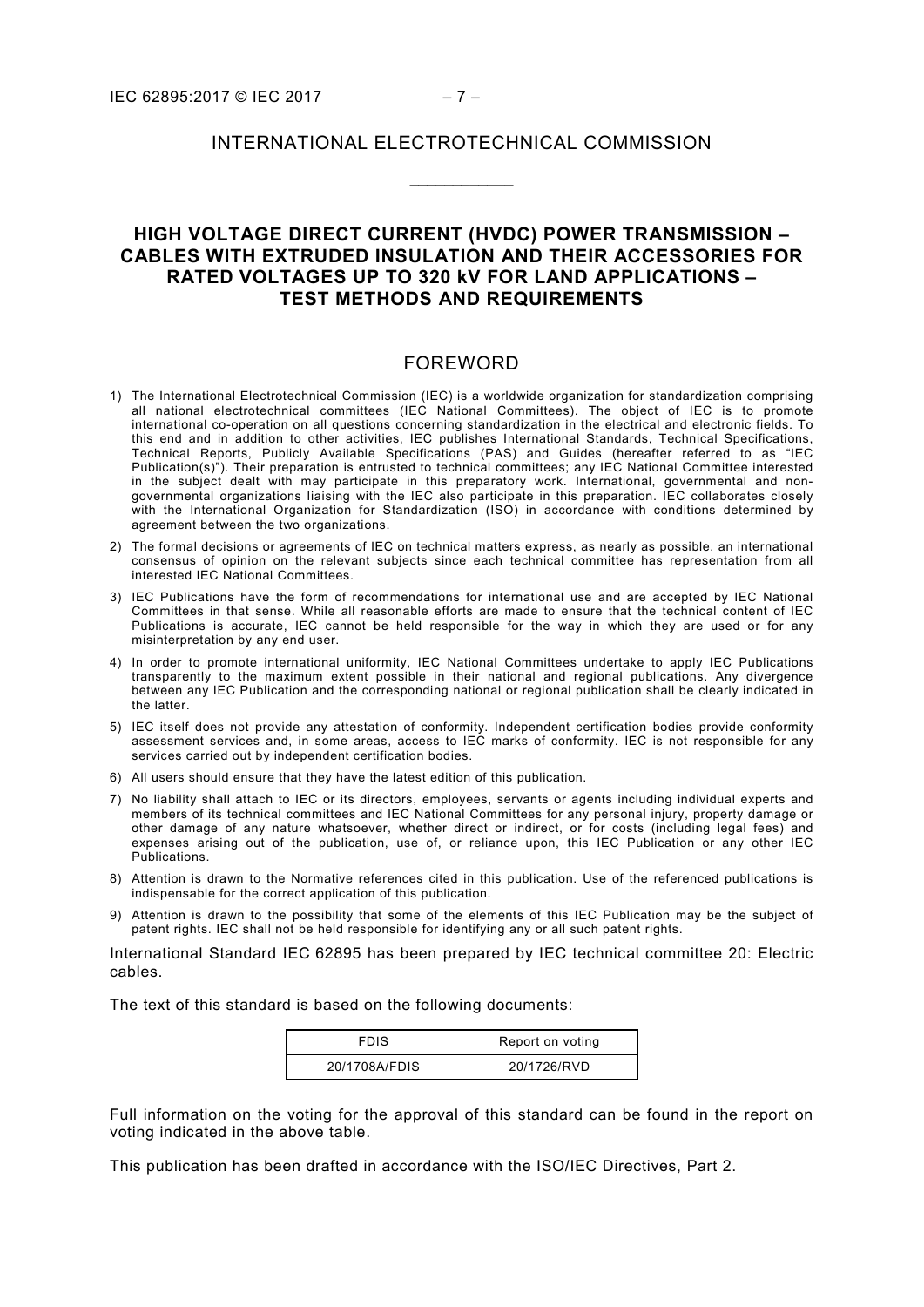INTERNATIONAL ELECTROTECHNICAL COMMISSION

\_\_\_\_\_\_\_\_\_\_\_\_

# HIGH VOLTAGE DIRECT CURRENT (HVDC) POWER TRANSMISSION – CABLES WITH EXTRUDED INSULATION AND THEIR ACCESSORIES FOR RATED VOLTAGES UP TO 320 kV FOR LAND APPLICATIONS – TEST METHODS AND REQUIREMENTS

## FOREWORD

1) The International Electrotechnical Commission (IEC) is a worldwide organization for standardization comprising all national electrotechnical committees (IEC National Committees). The object of IEC is to promote international co-operation on all questions concerning standardization in the electrical and electronic fields. To this end and in addition to other activities, IEC publishes International Standards, Technical Specifications, Technical Reports, Publicly Available Specifications (PAS) and Guides (hereafter referred to as "IEC Publication(s)"). Their preparation is entrusted to technical committees; any IEC National Committee interested in the subject dealt with may participate in this preparatory work. International, governmental and non-governmental organizations liaising with the IEC also participate in this preparation. IEC collaborates closely with the International Organization for Standardization (ISO) in accordance with conditions determined by agreement between the two organizations.
2) The formal decisions or agreements of IEC on technical matters express, as nearly as possible, an international consensus of opinion on the relevant subjects since each technical committee has representation from all interested IEC National Committees.
3) IEC Publications have the form of recommendations for international use and are accepted by IEC National Committees in that sense. While all reasonable efforts are made to ensure that the technical content of IEC Publications is accurate, IEC cannot be held responsible for the way in which they are used or for any misinterpretation by any end user.
4) In order to promote international uniformity, IEC National Committees undertake to apply IEC Publications transparently to the maximum extent possible in their national and regional publications. Any divergence between any IEC Publication and the corresponding national or regional publication shall be clearly indicated in the latter.
5) IEC itself does not provide any attestation of conformity. Independent certification bodies provide conformity assessment services and, in some areas, access to IEC marks of conformity. IEC is not responsible for any services carried out by independent certification bodies.
6) All users should ensure that they have the latest edition of this publication.
7) No liability shall attach to IEC or its directors, employees, servants or agents including individual experts and members of its technical committees and IEC National Committees for any personal injury, property damage or other damage of any nature whatsoever, whether direct or indirect, or for costs (including legal fees) and expenses arising out of the publication, use of, or reliance upon, this IEC Publication or any other IEC Publications.
8) Attention is drawn to the Normative references cited in this publication. Use of the referenced publications is indispensable for the correct application of this publication.
9) Attention is drawn to the possibility that some of the elements of this IEC Publication may be the subject of patent rights. IEC shall not be held responsible for identifying any or all such patent rights.

International Standard IEC 62895 has been prepared by IEC technical committee 20: Electric cables.

The text of this standard is based on the following documents:

| FDIS | Report on voting |
|---|---|
| 20/1708A/FDIS | 20/1726/RVD |

Full information on the voting for the approval of this standard can be found in the report on voting indicated in the above table.

This publication has been drafted in accordance with the ISO/IEC Directives, Part 2.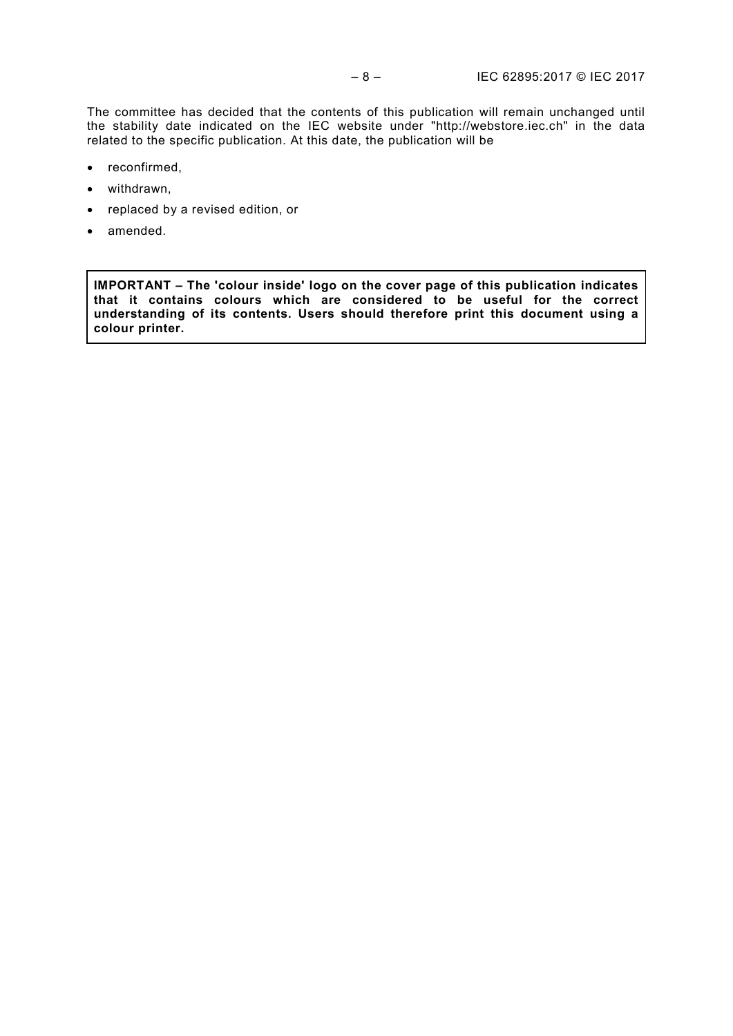The committee has decided that the contents of this publication will remain unchanged until the stability date indicated on the IEC website under "http://webstore.iec.ch" in the data related to the specific publication. At this date, the publication will be

- reconfirmed,
- withdrawn,
- replaced by a revised edition, or
- amended.

**IMPORTANT – The 'colour inside' logo on the cover page of this publication indicates that it contains colours which are considered to be useful for the correct understanding of its contents. Users should therefore print this document using a colour printer.**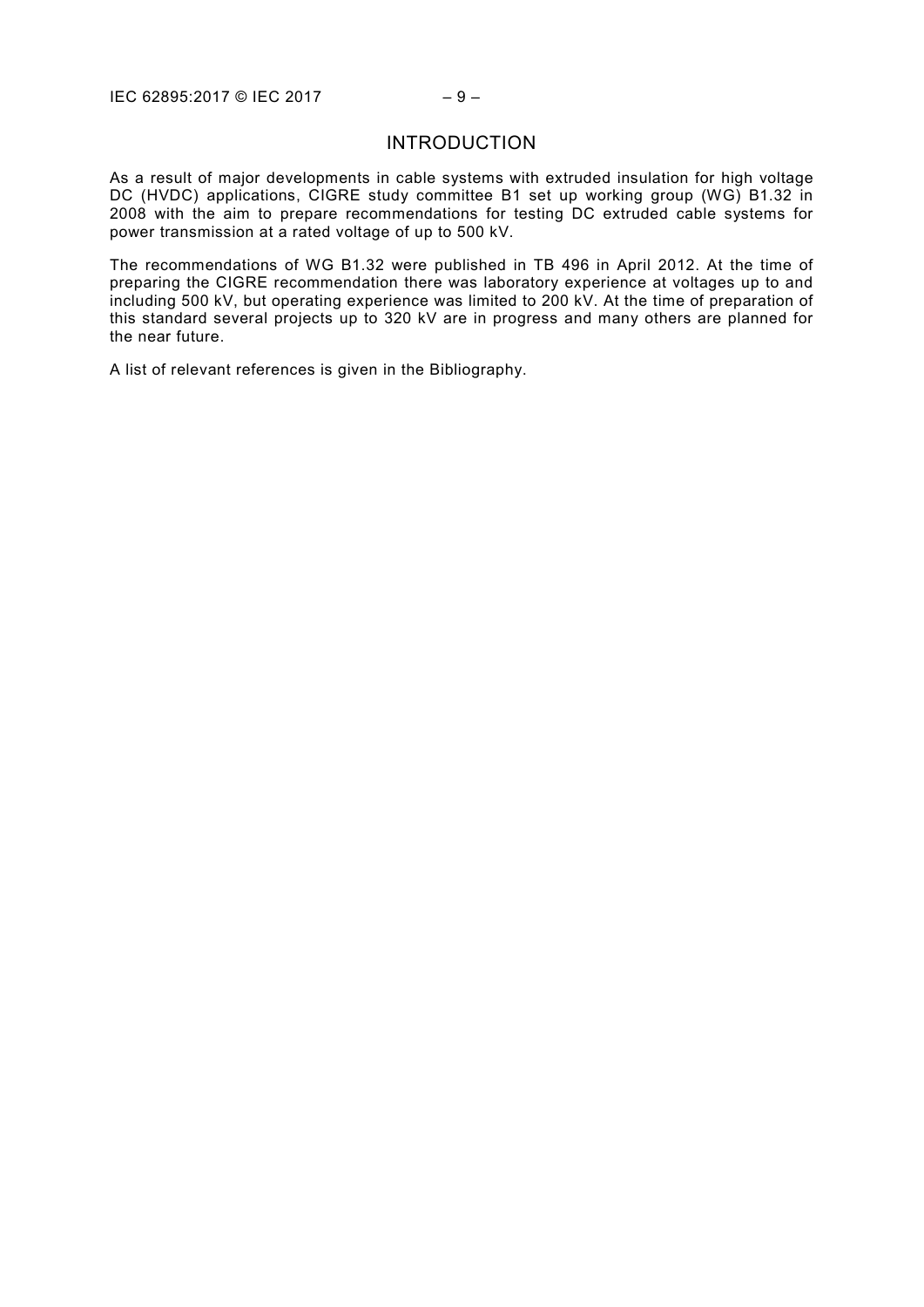# INTRODUCTION

As a result of major developments in cable systems with extruded insulation for high voltage DC (HVDC) applications, CIGRE study committee B1 set up working group (WG) B1.32 in 2008 with the aim to prepare recommendations for testing DC extruded cable systems for power transmission at a rated voltage of up to 500 kV.

The recommendations of WG B1.32 were published in TB 496 in April 2012. At the time of preparing the CIGRE recommendation there was laboratory experience at voltages up to and including 500 kV, but operating experience was limited to 200 kV. At the time of preparation of this standard several projects up to 320 kV are in progress and many others are planned for the near future.

A list of relevant references is given in the Bibliography.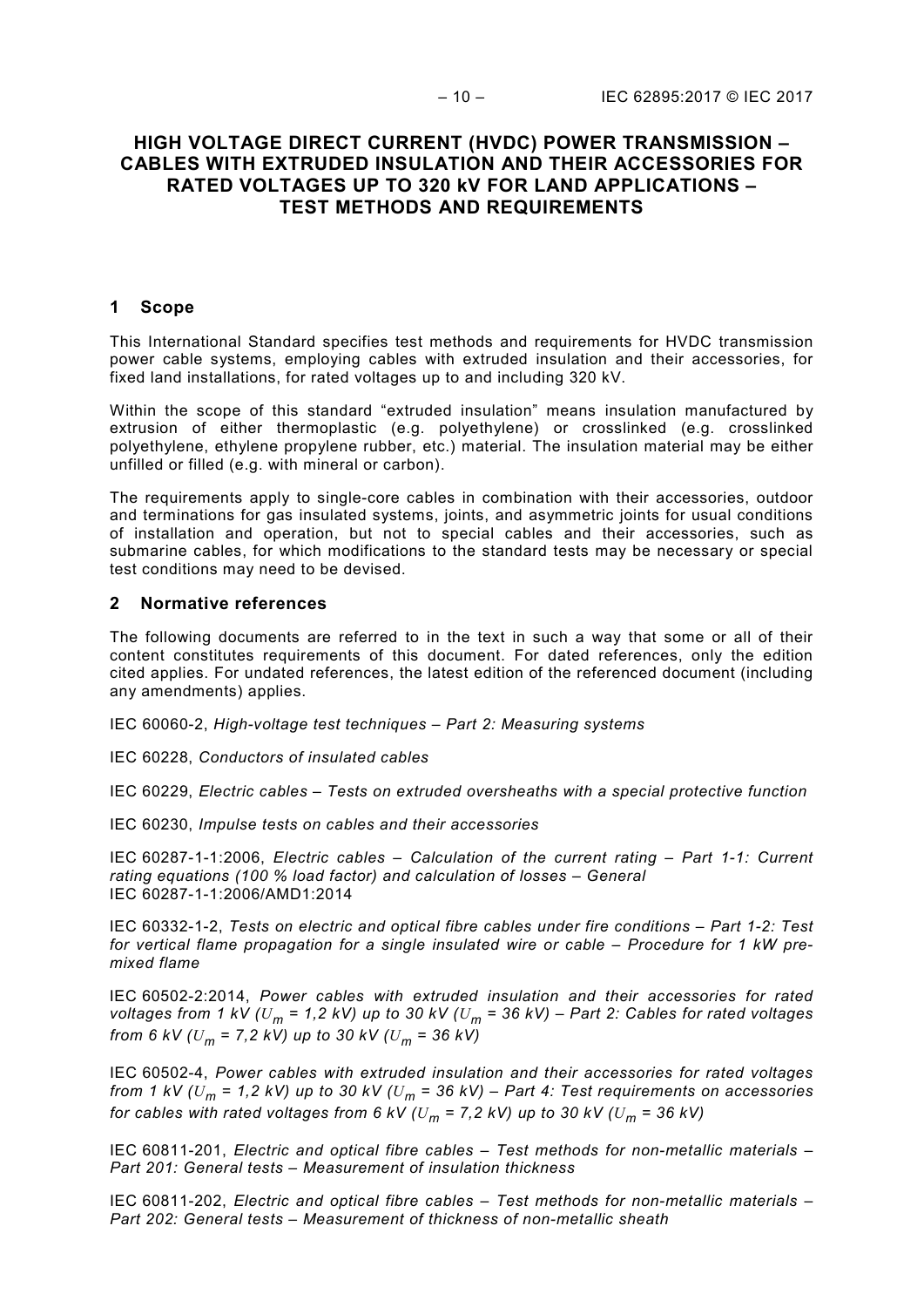# HIGH VOLTAGE DIRECT CURRENT (HVDC) POWER TRANSMISSION – CABLES WITH EXTRUDED INSULATION AND THEIR ACCESSORIES FOR RATED VOLTAGES UP TO 320 kV FOR LAND APPLICATIONS – TEST METHODS AND REQUIREMENTS

## 1 Scope

This International Standard specifies test methods and requirements for HVDC transmission power cable systems, employing cables with extruded insulation and their accessories, for fixed land installations, for rated voltages up to and including 320 kV.

Within the scope of this standard "extruded insulation" means insulation manufactured by extrusion of either thermoplastic (e.g. polyethylene) or crosslinked (e.g. crosslinked polyethylene, ethylene propylene rubber, etc.) material. The insulation material may be either unfilled or filled (e.g. with mineral or carbon).

The requirements apply to single-core cables in combination with their accessories, outdoor and terminations for gas insulated systems, joints, and asymmetric joints for usual conditions of installation and operation, but not to special cables and their accessories, such as submarine cables, for which modifications to the standard tests may be necessary or special test conditions may need to be devised.

## 2 Normative references

The following documents are referred to in the text in such a way that some or all of their content constitutes requirements of this document. For dated references, only the edition cited applies. For undated references, the latest edition of the referenced document (including any amendments) applies.

IEC 60060-2, *High-voltage test techniques – Part 2: Measuring systems*

IEC 60228, *Conductors of insulated cables*

IEC 60229, *Electric cables – Tests on extruded oversheaths with a special protective function*

IEC 60230, *Impulse tests on cables and their accessories*

IEC 60287-1-1:2006, *Electric cables – Calculation of the current rating – Part 1-1: Current rating equations (100 % load factor) and calculation of losses – General*
IEC 60287-1-1:2006/AMD1:2014

IEC 60332-1-2, *Tests on electric and optical fibre cables under fire conditions – Part 1-2: Test for vertical flame propagation for a single insulated wire or cable – Procedure for 1 kW pre-mixed flame*

IEC 60502-2:2014, *Power cables with extruded insulation and their accessories for rated voltages from 1 kV ($U_m$ = 1,2 kV) up to 30 kV ($U_m$ = 36 kV) – Part 2: Cables for rated voltages from 6 kV ($U_m$ = 7,2 kV) up to 30 kV ($U_m$ = 36 kV)*

IEC 60502-4, *Power cables with extruded insulation and their accessories for rated voltages from 1 kV ($U_m$ = 1,2 kV) up to 30 kV ($U_m$ = 36 kV) – Part 4: Test requirements on accessories for cables with rated voltages from 6 kV ($U_m$ = 7,2 kV) up to 30 kV ($U_m$ = 36 kV)*

IEC 60811-201, *Electric and optical fibre cables – Test methods for non-metallic materials – Part 201: General tests – Measurement of insulation thickness*

IEC 60811-202, *Electric and optical fibre cables – Test methods for non-metallic materials – Part 202: General tests – Measurement of thickness of non-metallic sheath*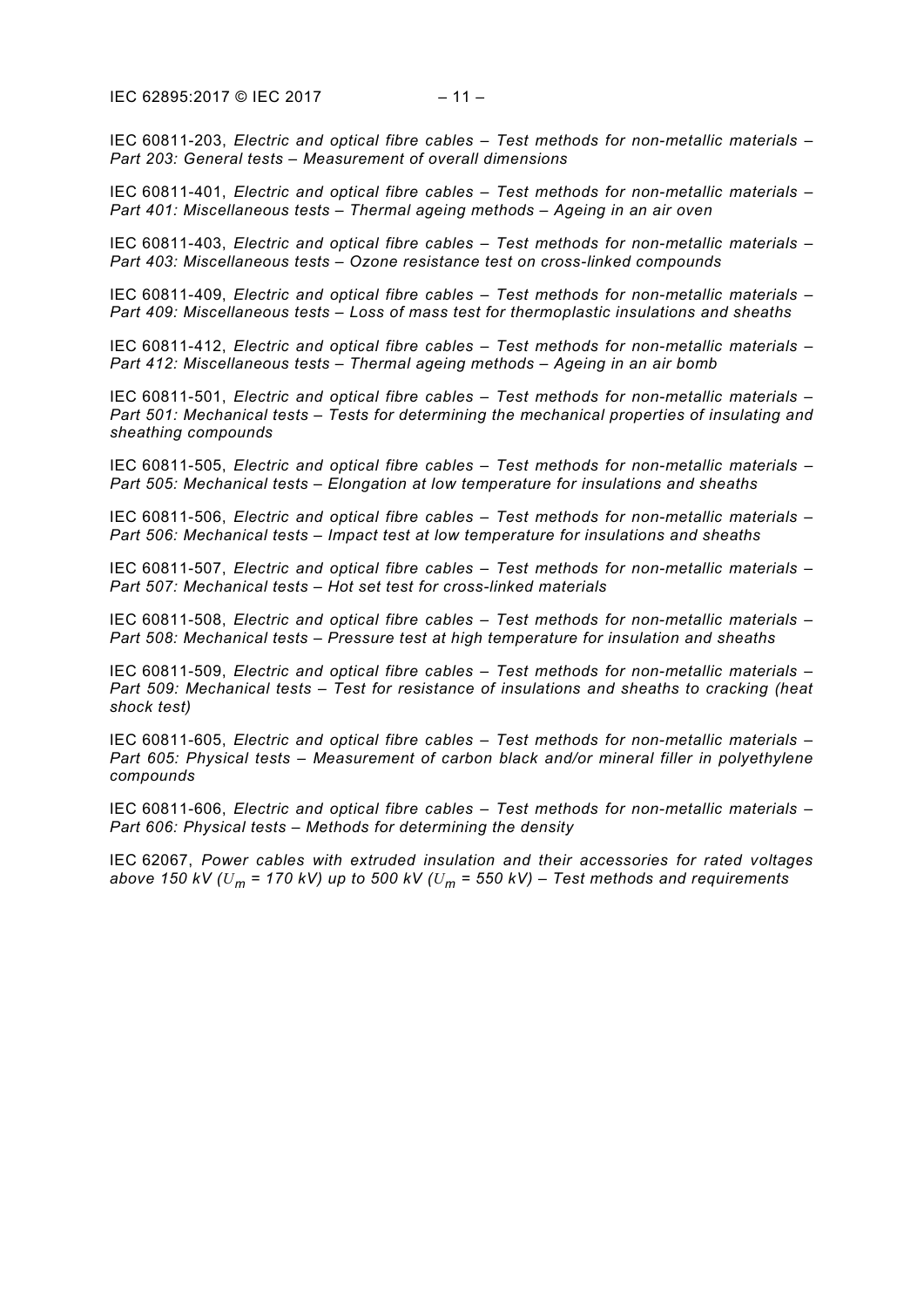IEC 60811-203, *Electric and optical fibre cables – Test methods for non-metallic materials – Part 203: General tests – Measurement of overall dimensions*

IEC 60811-401, *Electric and optical fibre cables – Test methods for non-metallic materials – Part 401: Miscellaneous tests – Thermal ageing methods – Ageing in an air oven*

IEC 60811-403, *Electric and optical fibre cables – Test methods for non-metallic materials – Part 403: Miscellaneous tests – Ozone resistance test on cross-linked compounds*

IEC 60811-409, *Electric and optical fibre cables – Test methods for non-metallic materials – Part 409: Miscellaneous tests – Loss of mass test for thermoplastic insulations and sheaths*

IEC 60811-412, *Electric and optical fibre cables – Test methods for non-metallic materials – Part 412: Miscellaneous tests – Thermal ageing methods – Ageing in an air bomb*

IEC 60811-501, *Electric and optical fibre cables – Test methods for non-metallic materials – Part 501: Mechanical tests – Tests for determining the mechanical properties of insulating and sheathing compounds*

IEC 60811-505, *Electric and optical fibre cables – Test methods for non-metallic materials – Part 505: Mechanical tests – Elongation at low temperature for insulations and sheaths*

IEC 60811-506, *Electric and optical fibre cables – Test methods for non-metallic materials – Part 506: Mechanical tests – Impact test at low temperature for insulations and sheaths*

IEC 60811-507, *Electric and optical fibre cables – Test methods for non-metallic materials – Part 507: Mechanical tests – Hot set test for cross-linked materials*

IEC 60811-508, *Electric and optical fibre cables – Test methods for non-metallic materials – Part 508: Mechanical tests – Pressure test at high temperature for insulation and sheaths*

IEC 60811-509, *Electric and optical fibre cables – Test methods for non-metallic materials – Part 509: Mechanical tests – Test for resistance of insulations and sheaths to cracking (heat shock test)*

IEC 60811-605, *Electric and optical fibre cables – Test methods for non-metallic materials – Part 605: Physical tests – Measurement of carbon black and/or mineral filler in polyethylene compounds*

IEC 60811-606, *Electric and optical fibre cables – Test methods for non-metallic materials – Part 606: Physical tests – Methods for determining the density*

IEC 62067, *Power cables with extruded insulation and their accessories for rated voltages above 150 kV ($U_m$ = 170 kV) up to 500 kV ($U_m$ = 550 kV) – Test methods and requirements*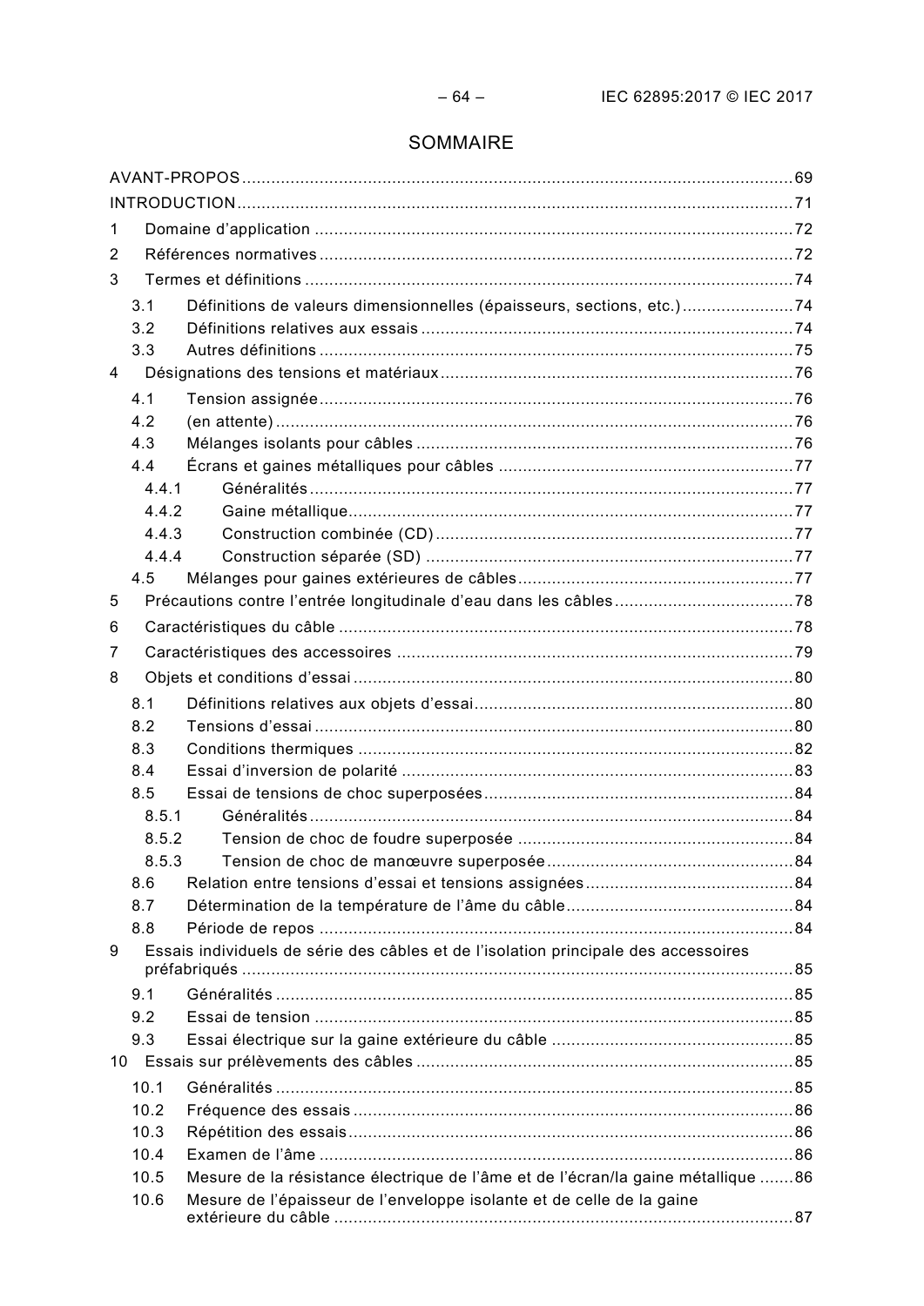# SOMMAIRE

AVANT-PROPOS .......... 69
INTRODUCTION .......... 71
1 Domaine d'application .......... 72
2 Références normatives .......... 72
3 Termes et définitions .......... 74
- 3.1 Définitions de valeurs dimensionnelles (épaisseurs, sections, etc.) .......... 74
- 3.2 Définitions relatives aux essais .......... 74
- 3.3 Autres définitions .......... 75

4 Désignations des tensions et matériaux .......... 76
- 4.1 Tension assignée .......... 76
- 4.2 (en attente) .......... 76
- 4.3 Mélanges isolants pour câbles .......... 76
- 4.4 Écrans et gaines métalliques pour câbles .......... 77
  - 4.4.1 Généralités .......... 77
  - 4.4.2 Gaine métallique .......... 77
  - 4.4.3 Construction combinée (CD) .......... 77
  - 4.4.4 Construction séparée (SD) .......... 77
- 4.5 Mélanges pour gaines extérieures de câbles .......... 77

5 Précautions contre l'entrée longitudinale d'eau dans les câbles .......... 78
6 Caractéristiques du câble .......... 78
7 Caractéristiques des accessoires .......... 79
8 Objets et conditions d'essai .......... 80
- 8.1 Définitions relatives aux objets d'essai .......... 80
- 8.2 Tensions d'essai .......... 80
- 8.3 Conditions thermiques .......... 82
- 8.4 Essai d'inversion de polarité .......... 83
- 8.5 Essai de tensions de choc superposées .......... 84
  - 8.5.1 Généralités .......... 84
  - 8.5.2 Tension de choc de foudre superposée .......... 84
  - 8.5.3 Tension de choc de manœuvre superposée .......... 84
- 8.6 Relation entre tensions d'essai et tensions assignées .......... 84
- 8.7 Détermination de la température de l'âme du câble .......... 84
- 8.8 Période de repos .......... 84

9 Essais individuels de série des câbles et de l'isolation principale des accessoires préfabriqués .......... 85
- 9.1 Généralités .......... 85
- 9.2 Essai de tension .......... 85
- 9.3 Essai électrique sur la gaine extérieure du câble .......... 85

10 Essais sur prélèvements des câbles .......... 85
- 10.1 Généralités .......... 85
- 10.2 Fréquence des essais .......... 86
- 10.3 Répétition des essais .......... 86
- 10.4 Examen de l'âme .......... 86
- 10.5 Mesure de la résistance électrique de l'âme et de l'écran/la gaine métallique .......... 86
- 10.6 Mesure de l'épaisseur de l'enveloppe isolante et de celle de la gaine extérieure du câble .......... 87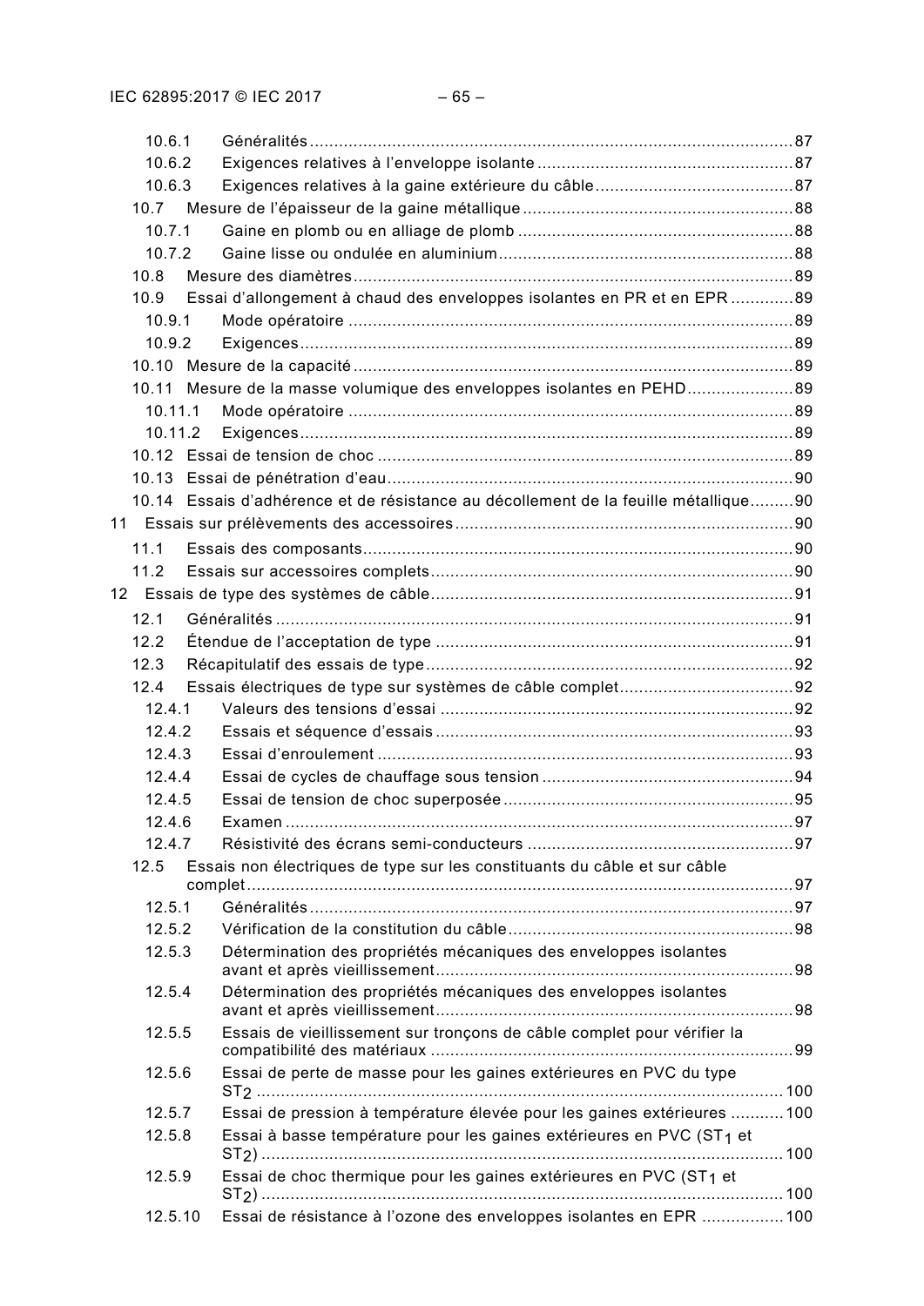10.6.1 Généralités .......... 87
10.6.2 Exigences relatives à l’enveloppe isolante .......... 87
10.6.3 Exigences relatives à la gaine extérieure du câble .......... 87
10.7 Mesure de l’épaisseur de la gaine métallique .......... 88
10.7.1 Gaine en plomb ou en alliage de plomb .......... 88
10.7.2 Gaine lisse ou ondulée en aluminium .......... 88
10.8 Mesure des diamètres .......... 89
10.9 Essai d’allongement à chaud des enveloppes isolantes en PR et en EPR .......... 89
10.9.1 Mode opératoire .......... 89
10.9.2 Exigences .......... 89
10.10 Mesure de la capacité .......... 89
10.11 Mesure de la masse volumique des enveloppes isolantes en PEHD .......... 89
10.11.1 Mode opératoire .......... 89
10.11.2 Exigences .......... 89
10.12 Essai de tension de choc .......... 89
10.13 Essai de pénétration d’eau .......... 90
10.14 Essais d’adhérence et de résistance au décollement de la feuille métallique .......... 90
11 Essais sur prélèvements des accessoires .......... 90
11.1 Essais des composants .......... 90
11.2 Essais sur accessoires complets .......... 90
12 Essais de type des systèmes de câble .......... 91
12.1 Généralités .......... 91
12.2 Étendue de l’acceptation de type .......... 91
12.3 Récapitulatif des essais de type .......... 92
12.4 Essais électriques de type sur systèmes de câble complet .......... 92
12.4.1 Valeurs des tensions d’essai .......... 92
12.4.2 Essais et séquence d’essais .......... 93
12.4.3 Essai d’enroulement .......... 93
12.4.4 Essai de cycles de chauffage sous tension .......... 94
12.4.5 Essai de tension de choc superposée .......... 95
12.4.6 Examen .......... 97
12.4.7 Résistivité des écrans semi-conducteurs .......... 97
12.5 Essais non électriques de type sur les constituants du câble et sur câble complet .......... 97
12.5.1 Généralités .......... 97
12.5.2 Vérification de la constitution du câble .......... 98
12.5.3 Détermination des propriétés mécaniques des enveloppes isolantes avant et après vieillissement .......... 98
12.5.4 Détermination des propriétés mécaniques des enveloppes isolantes avant et après vieillissement .......... 98
12.5.5 Essais de vieillissement sur tronçons de câble complet pour vérifier la compatibilité des matériaux .......... 99
12.5.6 Essai de perte de masse pour les gaines extérieures en PVC du type $ST_2$ .......... 100
12.5.7 Essai de pression à température élevée pour les gaines extérieures .......... 100
12.5.8 Essai à basse température pour les gaines extérieures en PVC ($ST_1$ et $ST_2$) .......... 100
12.5.9 Essai de choc thermique pour les gaines extérieures en PVC ($ST_1$ et $ST_2$) .......... 100
12.5.10 Essai de résistance à l’ozone des enveloppes isolantes en EPR .......... 100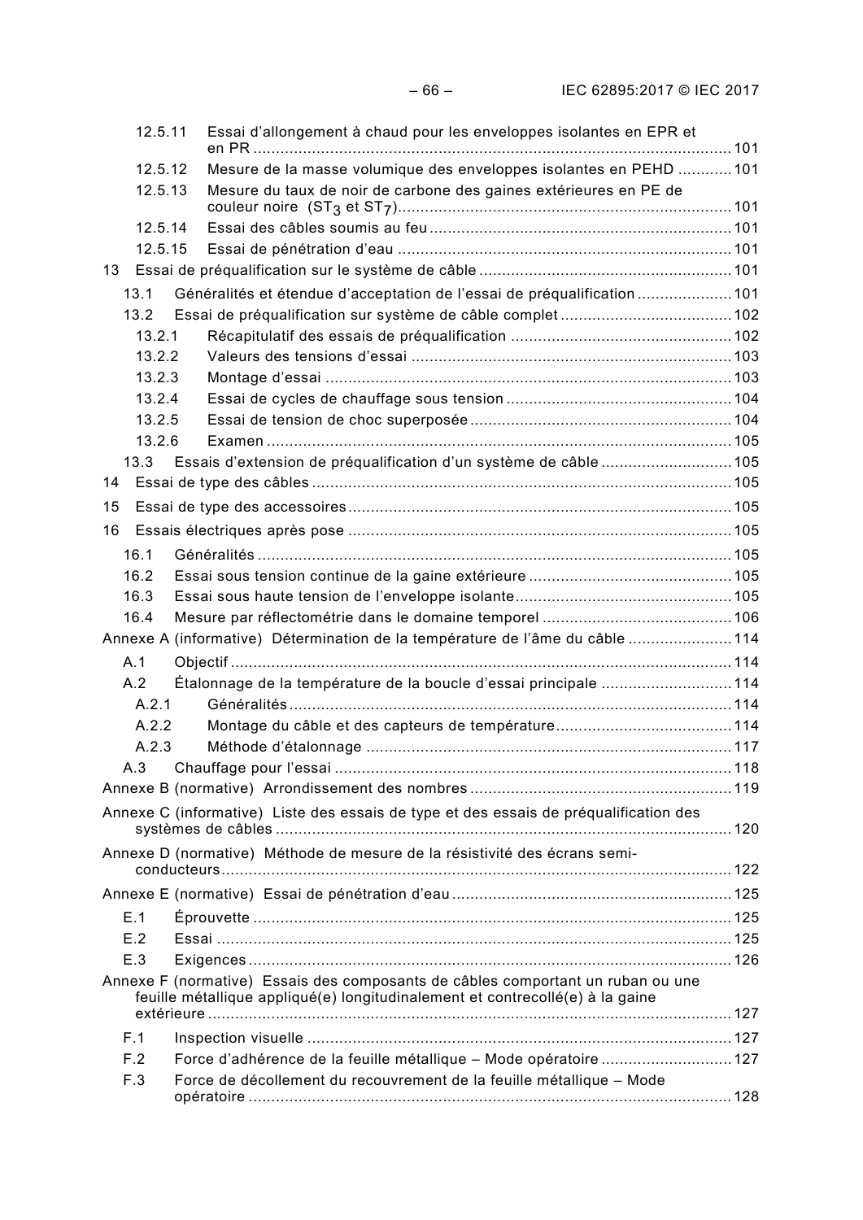12.5.11 Essai d'allongement à chaud pour les enveloppes isolantes en EPR et en PR ..... 101
12.5.12 Mesure de la masse volumique des enveloppes isolantes en PEHD ..... 101
12.5.13 Mesure du taux de noir de carbone des gaines extérieures en PE de couleur noire ($ST_3$ et $ST_7$) ..... 101
12.5.14 Essai des câbles soumis au feu ..... 101
12.5.15 Essai de pénétration d'eau ..... 101
13 Essai de préqualification sur le système de câble ..... 101
13.1 Généralités et étendue d'acceptation de l'essai de préqualification ..... 101
13.2 Essai de préqualification sur système de câble complet ..... 102
13.2.1 Récapitulatif des essais de préqualification ..... 102
13.2.2 Valeurs des tensions d'essai ..... 103
13.2.3 Montage d'essai ..... 103
13.2.4 Essai de cycles de chauffage sous tension ..... 104
13.2.5 Essai de tension de choc superposée ..... 104
13.2.6 Examen ..... 105
13.3 Essais d'extension de préqualification d'un système de câble ..... 105
14 Essai de type des câbles ..... 105
15 Essai de type des accessoires ..... 105
16 Essais électriques après pose ..... 105
16.1 Généralités ..... 105
16.2 Essai sous tension continue de la gaine extérieure ..... 105
16.3 Essai sous haute tension de l'enveloppe isolante ..... 105
16.4 Mesure par réflectométrie dans le domaine temporel ..... 106
Annexe A (informative) Détermination de la température de l'âme du câble ..... 114
A.1 Objectif ..... 114
A.2 Étalonnage de la température de la boucle d'essai principale ..... 114
A.2.1 Généralités ..... 114
A.2.2 Montage du câble et des capteurs de température ..... 114
A.2.3 Méthode d'étalonnage ..... 117
A.3 Chauffage pour l'essai ..... 118
Annexe B (normative) Arrondissement des nombres ..... 119
Annexe C (informative) Liste des essais de type et des essais de préqualification des systèmes de câbles ..... 120
Annexe D (normative) Méthode de mesure de la résistivité des écrans semi-conducteurs ..... 122
Annexe E (normative) Essai de pénétration d'eau ..... 125
E.1 Éprouvette ..... 125
E.2 Essai ..... 125
E.3 Exigences ..... 126
Annexe F (normative) Essais des composants de câbles comportant un ruban ou une feuille métallique appliqué(e) longitudinalement et contrecollé(e) à la gaine extérieure ..... 127
F.1 Inspection visuelle ..... 127
F.2 Force d'adhérence de la feuille métallique – Mode opératoire ..... 127
F.3 Force de décollement du recouvrement de la feuille métallique – Mode opératoire ..... 128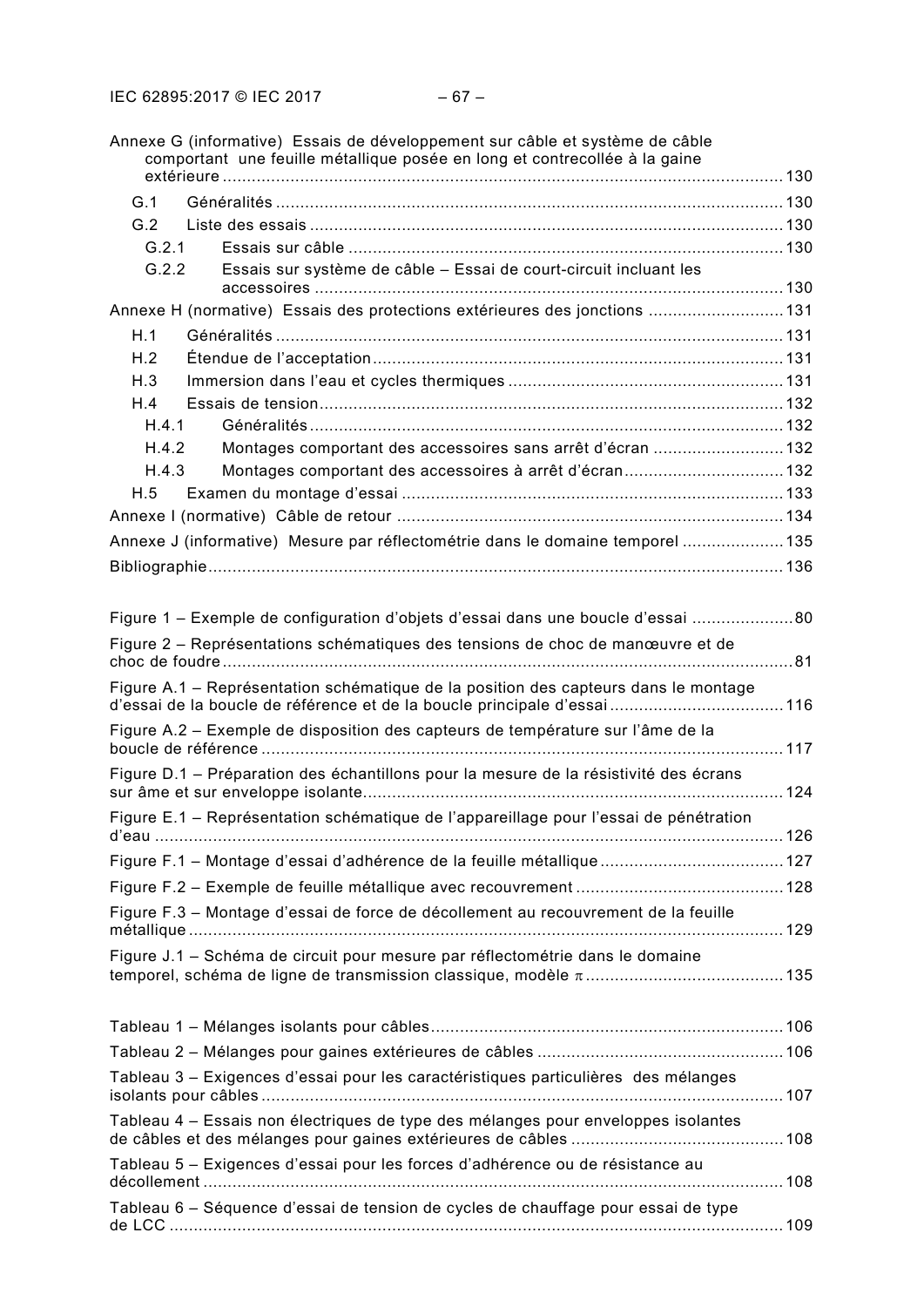Annexe G (informative) Essais de développement sur câble et système de câble comportant une feuille métallique posée en long et contrecollée à la gaine extérieure .......... 130

G.1 Généralités .......... 130

G.2 Liste des essais .......... 130

G.2.1 Essais sur câble .......... 130

G.2.2 Essais sur système de câble – Essai de court-circuit incluant les accessoires .......... 130

Annexe H (normative) Essais des protections extérieures des jonctions .......... 131

H.1 Généralités .......... 131

H.2 Étendue de l'acceptation .......... 131

H.3 Immersion dans l'eau et cycles thermiques .......... 131

H.4 Essais de tension .......... 132

H.4.1 Généralités .......... 132

H.4.2 Montages comportant des accessoires sans arrêt d'écran .......... 132

H.4.3 Montages comportant des accessoires à arrêt d'écran .......... 132

H.5 Examen du montage d'essai .......... 133

Annexe I (normative) Câble de retour .......... 134

Annexe J (informative) Mesure par réflectométrie dans le domaine temporel .......... 135

Bibliographie .......... 136

Figure 1 – Exemple de configuration d'objets d'essai dans une boucle d'essai .......... 80

Figure 2 – Représentations schématiques des tensions de choc de manœuvre et de choc de foudre .......... 81

Figure A.1 – Représentation schématique de la position des capteurs dans le montage d'essai de la boucle de référence et de la boucle principale d'essai .......... 116

Figure A.2 – Exemple de disposition des capteurs de température sur l'âme de la boucle de référence .......... 117

Figure D.1 – Préparation des échantillons pour la mesure de la résistivité des écrans sur âme et sur enveloppe isolante .......... 124

Figure E.1 – Représentation schématique de l'appareillage pour l'essai de pénétration d'eau .......... 126

Figure F.1 – Montage d'essai d'adhérence de la feuille métallique .......... 127

Figure F.2 – Exemple de feuille métallique avec recouvrement .......... 128

Figure F.3 – Montage d'essai de force de décollement au recouvrement de la feuille métallique .......... 129

Figure J.1 – Schéma de circuit pour mesure par réflectométrie dans le domaine temporel, schéma de ligne de transmission classique, modèle $\pi$ .......... 135

Tableau 1 – Mélanges isolants pour câbles .......... 106

Tableau 2 – Mélanges pour gaines extérieures de câbles .......... 106

Tableau 3 – Exigences d'essai pour les caractéristiques particulières des mélanges isolants pour câbles .......... 107

Tableau 4 – Essais non électriques de type des mélanges pour enveloppes isolantes de câbles et des mélanges pour gaines extérieures de câbles .......... 108

Tableau 5 – Exigences d'essai pour les forces d'adhérence ou de résistance au décollement .......... 108

Tableau 6 – Séquence d'essai de tension de cycles de chauffage pour essai de type de LCC .......... 109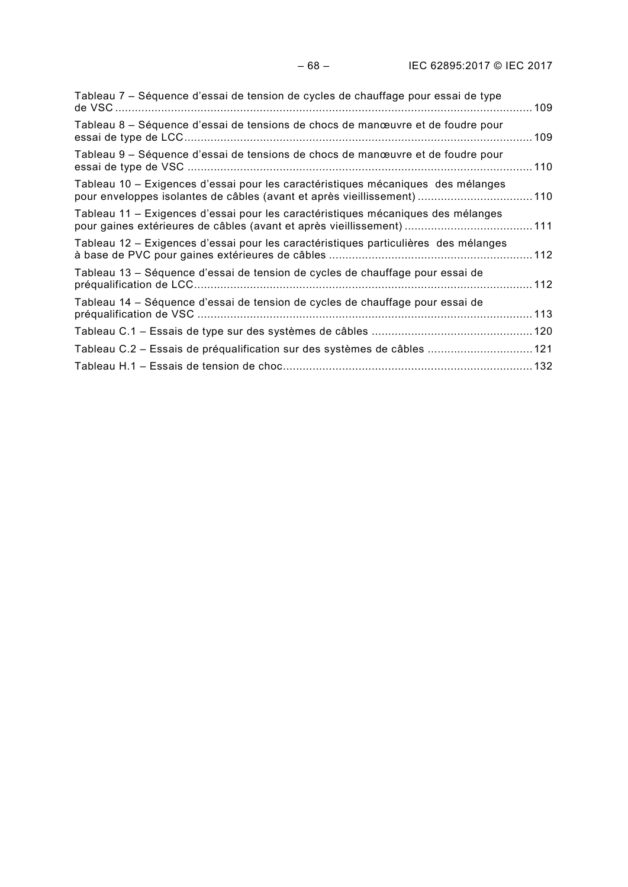Tableau 7 – Séquence d'essai de tension de cycles de chauffage pour essai de type de VSC ................................................................................................................................ 109

Tableau 8 – Séquence d'essai de tensions de chocs de manœuvre et de foudre pour essai de type de LCC .......................................................................................................... 109

Tableau 9 – Séquence d'essai de tensions de chocs de manœuvre et de foudre pour essai de type de VSC ......................................................................................................... 110

Tableau 10 – Exigences d'essai pour les caractéristiques mécaniques des mélanges pour enveloppes isolantes de câbles (avant et après vieillissement) .................................. 110

Tableau 11 – Exigences d'essai pour les caractéristiques mécaniques des mélanges pour gaines extérieures de câbles (avant et après vieillissement) ....................................... 111

Tableau 12 – Exigences d'essai pour les caractéristiques particulières des mélanges à base de PVC pour gaines extérieures de câbles .............................................................. 112

Tableau 13 – Séquence d'essai de tension de cycles de chauffage pour essai de préqualification de LCC ....................................................................................................... 112

Tableau 14 – Séquence d'essai de tension de cycles de chauffage pour essai de préqualification de VSC ....................................................................................................... 113

Tableau C.1 – Essais de type sur des systèmes de câbles ................................................. 120

Tableau C.2 – Essais de préqualification sur des systèmes de câbles ................................ 121

Tableau H.1 – Essais de tension de choc ............................................................................ 132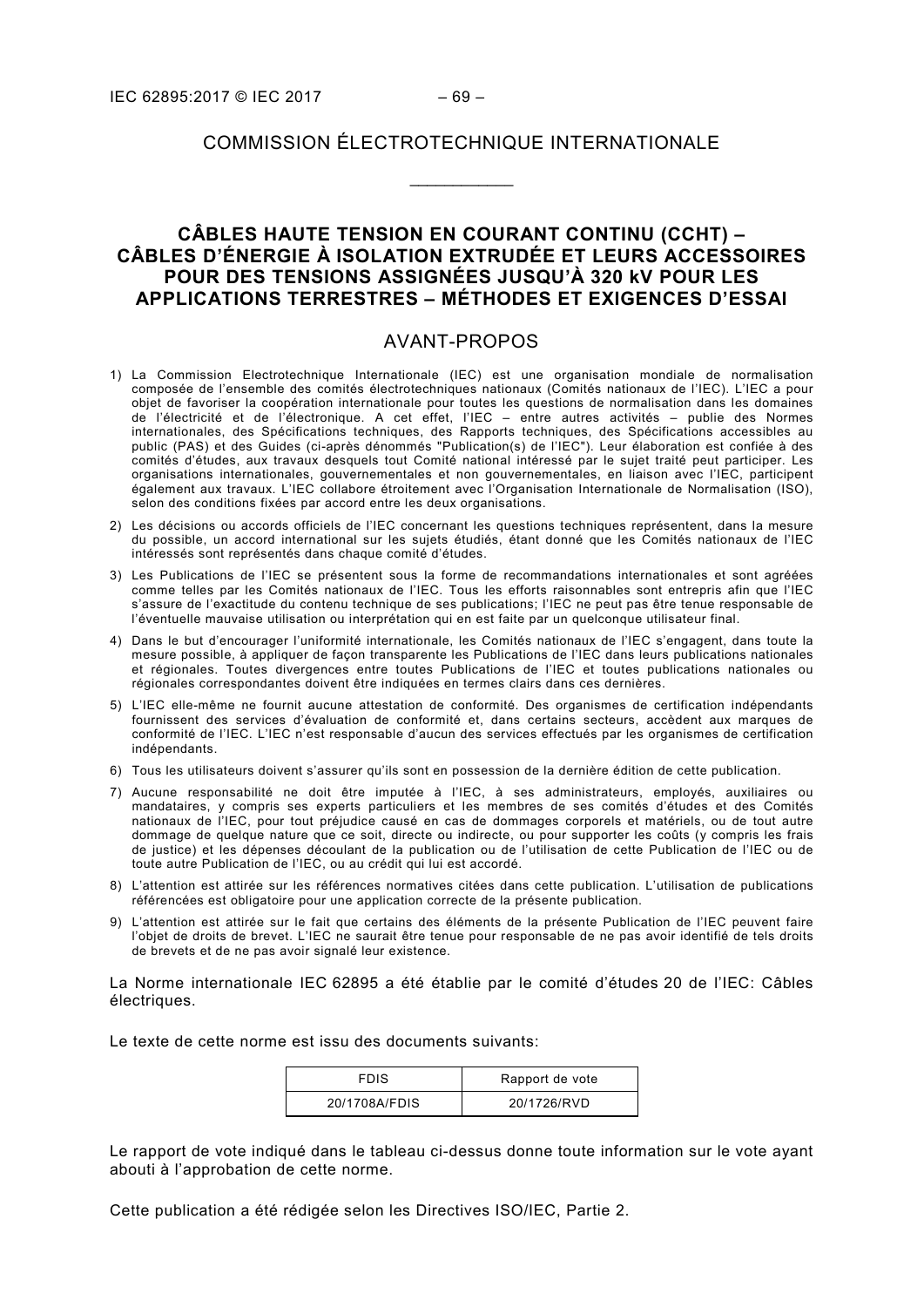COMMISSION ÉLECTROTECHNIQUE INTERNATIONALE

\_\_\_\_\_\_\_\_\_\_\_\_

# CÂBLES HAUTE TENSION EN COURANT CONTINU (CCHT) – CÂBLES D'ÉNERGIE À ISOLATION EXTRUDÉE ET LEURS ACCESSOIRES POUR DES TENSIONS ASSIGNÉES JUSQU'À 320 kV POUR LES APPLICATIONS TERRESTRES – MÉTHODES ET EXIGENCES D'ESSAI

## AVANT-PROPOS

1) La Commission Electrotechnique Internationale (IEC) est une organisation mondiale de normalisation composée de l'ensemble des comités électrotechniques nationaux (Comités nationaux de l'IEC). L'IEC a pour objet de favoriser la coopération internationale pour toutes les questions de normalisation dans les domaines de l'électricité et de l'électronique. A cet effet, l'IEC – entre autres activités – publie des Normes internationales, des Spécifications techniques, des Rapports techniques, des Spécifications accessibles au public (PAS) et des Guides (ci-après dénommés "Publication(s) de l'IEC"). Leur élaboration est confiée à des comités d'études, aux travaux desquels tout Comité national intéressé par le sujet traité peut participer. Les organisations internationales, gouvernementales et non gouvernementales, en liaison avec l'IEC, participent également aux travaux. L'IEC collabore étroitement avec l'Organisation Internationale de Normalisation (ISO), selon des conditions fixées par accord entre les deux organisations.
2) Les décisions ou accords officiels de l'IEC concernant les questions techniques représentent, dans la mesure du possible, un accord international sur les sujets étudiés, étant donné que les Comités nationaux de l'IEC intéressés sont représentés dans chaque comité d'études.
3) Les Publications de l'IEC se présentent sous la forme de recommandations internationales et sont agréées comme telles par les Comités nationaux de l'IEC. Tous les efforts raisonnables sont entrepris afin que l'IEC s'assure de l'exactitude du contenu technique de ses publications; l'IEC ne peut pas être tenue responsable de l'éventuelle mauvaise utilisation ou interprétation qui en est faite par un quelconque utilisateur final.
4) Dans le but d'encourager l'uniformité internationale, les Comités nationaux de l'IEC s'engagent, dans toute la mesure possible, à appliquer de façon transparente les Publications de l'IEC dans leurs publications nationales et régionales. Toutes divergences entre toutes Publications de l'IEC et toutes publications nationales ou régionales correspondantes doivent être indiquées en termes clairs dans ces dernières.
5) L'IEC elle-même ne fournit aucune attestation de conformité. Des organismes de certification indépendants fournissent des services d'évaluation de conformité et, dans certains secteurs, accèdent aux marques de conformité de l'IEC. L'IEC n'est responsable d'aucun des services effectués par les organismes de certification indépendants.
6) Tous les utilisateurs doivent s'assurer qu'ils sont en possession de la dernière édition de cette publication.
7) Aucune responsabilité ne doit être imputée à l'IEC, à ses administrateurs, employés, auxiliaires ou mandataires, y compris ses experts particuliers et les membres de ses comités d'études et des Comités nationaux de l'IEC, pour tout préjudice causé en cas de dommages corporels et matériels, ou de tout autre dommage de quelque nature que ce soit, directe ou indirecte, ou pour supporter les coûts (y compris les frais de justice) et les dépenses découlant de la publication ou de l'utilisation de cette Publication de l'IEC ou de toute autre Publication de l'IEC, ou au crédit qui lui est accordé.
8) L'attention est attirée sur les références normatives citées dans cette publication. L'utilisation de publications référencées est obligatoire pour une application correcte de la présente publication.
9) L'attention est attirée sur le fait que certains des éléments de la présente Publication de l'IEC peuvent faire l'objet de droits de brevet. L'IEC ne saurait être tenue pour responsable de ne pas avoir identifié de tels droits de brevets et de ne pas avoir signalé leur existence.

La Norme internationale IEC 62895 a été établie par le comité d'études 20 de l'IEC: Câbles électriques.

Le texte de cette norme est issu des documents suivants:

| FDIS | Rapport de vote |
|---|---|
| 20/1708A/FDIS | 20/1726/RVD |

Le rapport de vote indiqué dans le tableau ci-dessus donne toute information sur le vote ayant abouti à l'approbation de cette norme.

Cette publication a été rédigée selon les Directives ISO/IEC, Partie 2.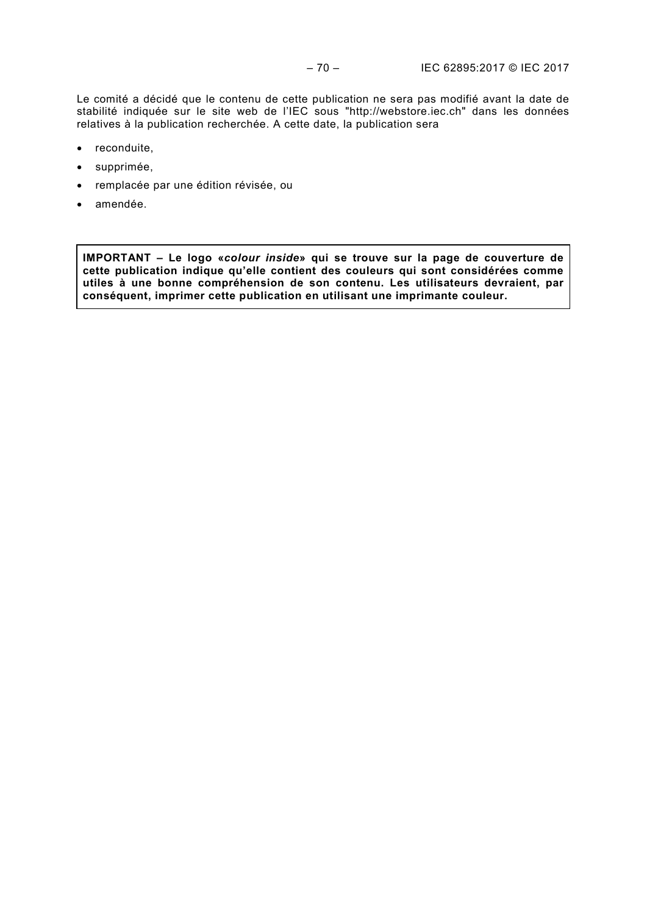Le comité a décidé que le contenu de cette publication ne sera pas modifié avant la date de stabilité indiquée sur le site web de l'IEC sous "http://webstore.iec.ch" dans les données relatives à la publication recherchée. A cette date, la publication sera

- reconduite,
- supprimée,
- remplacée par une édition révisée, ou
- amendée.

**IMPORTANT – Le logo «*colour inside*» qui se trouve sur la page de couverture de cette publication indique qu'elle contient des couleurs qui sont considérées comme utiles à une bonne compréhension de son contenu. Les utilisateurs devraient, par conséquent, imprimer cette publication en utilisant une imprimante couleur.**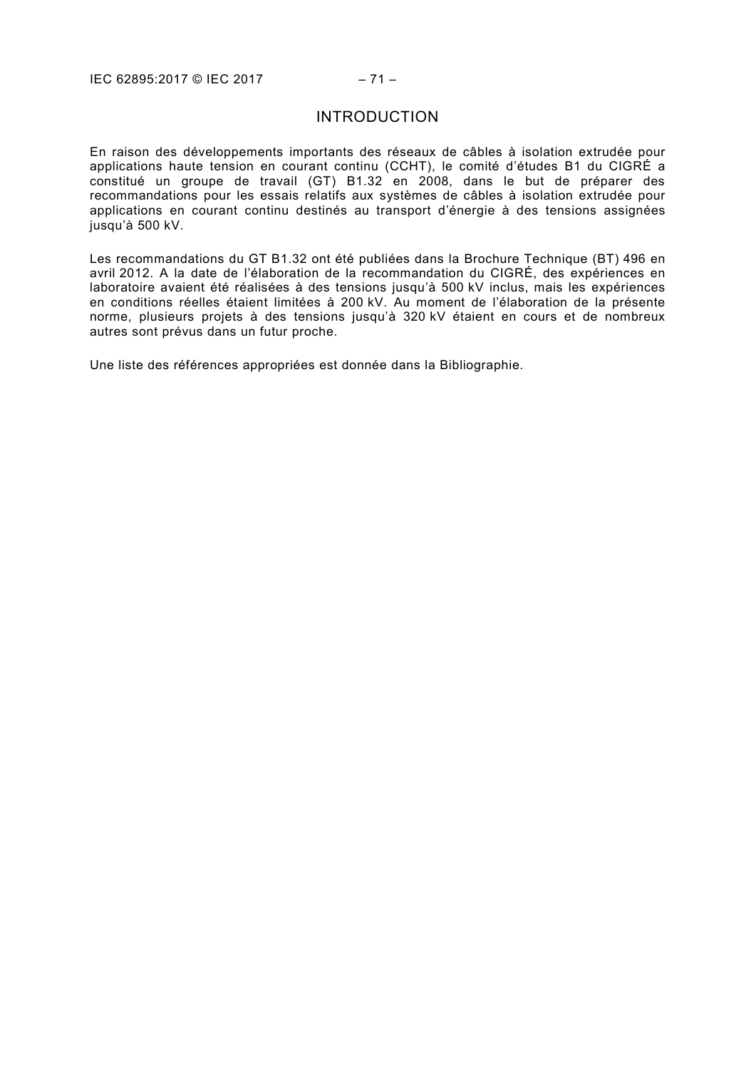# INTRODUCTION

En raison des développements importants des réseaux de câbles à isolation extrudée pour applications haute tension en courant continu (CCHT), le comité d'études B1 du CIGRÉ a constitué un groupe de travail (GT) B1.32 en 2008, dans le but de préparer des recommandations pour les essais relatifs aux systèmes de câbles à isolation extrudée pour applications en courant continu destinés au transport d'énergie à des tensions assignées jusqu'à 500 kV.

Les recommandations du GT B1.32 ont été publiées dans la Brochure Technique (BT) 496 en avril 2012. A la date de l'élaboration de la recommandation du CIGRÉ, des expériences en laboratoire avaient été réalisées à des tensions jusqu'à 500 kV inclus, mais les expériences en conditions réelles étaient limitées à 200 kV. Au moment de l'élaboration de la présente norme, plusieurs projets à des tensions jusqu'à 320 kV étaient en cours et de nombreux autres sont prévus dans un futur proche.

Une liste des références appropriées est donnée dans la Bibliographie.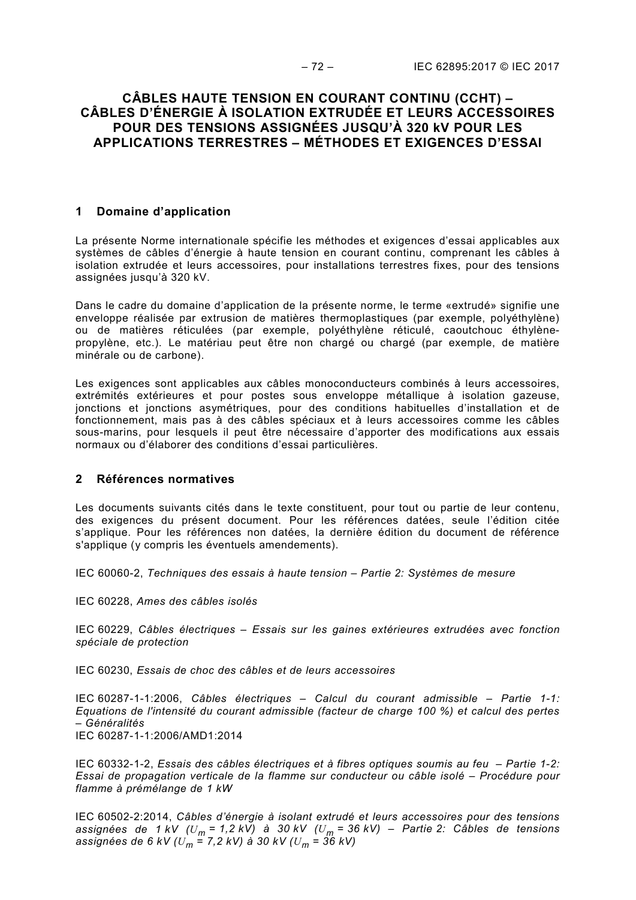# CÂBLES HAUTE TENSION EN COURANT CONTINU (CCHT) – CÂBLES D'ÉNERGIE À ISOLATION EXTRUDÉE ET LEURS ACCESSOIRES POUR DES TENSIONS ASSIGNÉES JUSQU'À 320 kV POUR LES APPLICATIONS TERRESTRES – MÉTHODES ET EXIGENCES D'ESSAI

## 1 Domaine d'application

La présente Norme internationale spécifie les méthodes et exigences d'essai applicables aux systèmes de câbles d'énergie à haute tension en courant continu, comprenant les câbles à isolation extrudée et leurs accessoires, pour installations terrestres fixes, pour des tensions assignées jusqu'à 320 kV.

Dans le cadre du domaine d'application de la présente norme, le terme «extrudé» signifie une enveloppe réalisée par extrusion de matières thermoplastiques (par exemple, polyéthylène) ou de matières réticulées (par exemple, polyéthylène réticulé, caoutchouc éthylène-propylène, etc.). Le matériau peut être non chargé ou chargé (par exemple, de matière minérale ou de carbone).

Les exigences sont applicables aux câbles monoconducteurs combinés à leurs accessoires, extrémités extérieures et pour postes sous enveloppe métallique à isolation gazeuse, jonctions et jonctions asymétriques, pour des conditions habituelles d'installation et de fonctionnement, mais pas à des câbles spéciaux et à leurs accessoires comme les câbles sous-marins, pour lesquels il peut être nécessaire d'apporter des modifications aux essais normaux ou d'élaborer des conditions d'essai particulières.

## 2 Références normatives

Les documents suivants cités dans le texte constituent, pour tout ou partie de leur contenu, des exigences du présent document. Pour les références datées, seule l'édition citée s'applique. Pour les références non datées, la dernière édition du document de référence s'applique (y compris les éventuels amendements).

IEC 60060-2, *Techniques des essais à haute tension – Partie 2: Systèmes de mesure*

IEC 60228, *Ames des câbles isolés*

IEC 60229, *Câbles électriques – Essais sur les gaines extérieures extrudées avec fonction spéciale de protection*

IEC 60230, *Essais de choc des câbles et de leurs accessoires*

IEC 60287-1-1:2006, *Câbles électriques – Calcul du courant admissible – Partie 1-1: Equations de l'intensité du courant admissible (facteur de charge 100 %) et calcul des pertes – Généralités*
IEC 60287-1-1:2006/AMD1:2014

IEC 60332-1-2, *Essais des câbles électriques et à fibres optiques soumis au feu – Partie 1-2: Essai de propagation verticale de la flamme sur conducteur ou câble isolé – Procédure pour flamme à prémélange de 1 kW*

IEC 60502-2:2014, *Câbles d'énergie à isolant extrudé et leurs accessoires pour des tensions assignées de 1 kV ($U_m$ = 1,2 kV) à 30 kV ($U_m$ = 36 kV) – Partie 2: Câbles de tensions assignées de 6 kV ($U_m$ = 7,2 kV) à 30 kV ($U_m$ = 36 kV)*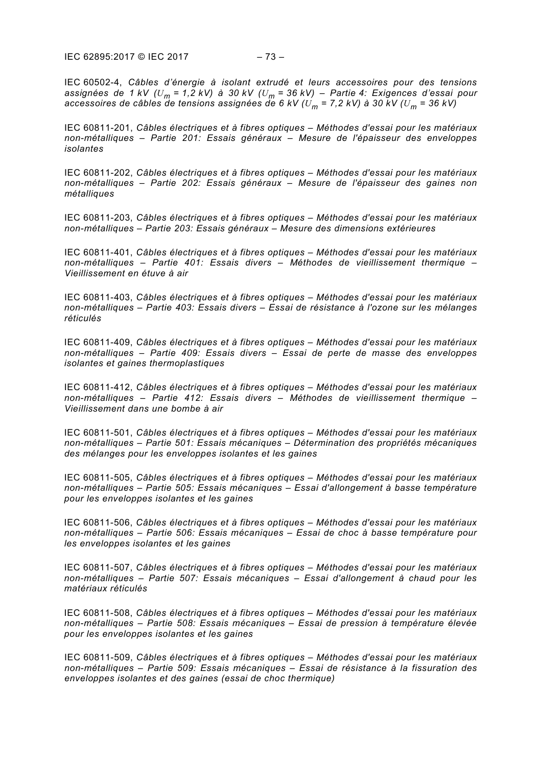IEC 60502-4, *Câbles d'énergie à isolant extrudé et leurs accessoires pour des tensions assignées de 1 kV ($U_m$ = 1,2 kV) à 30 kV ($U_m$ = 36 kV) – Partie 4: Exigences d'essai pour accessoires de câbles de tensions assignées de 6 kV ($U_m$ = 7,2 kV) à 30 kV ($U_m$ = 36 kV)*

IEC 60811-201, *Câbles électriques et à fibres optiques – Méthodes d'essai pour les matériaux non-métalliques – Partie 201: Essais généraux – Mesure de l'épaisseur des enveloppes isolantes*

IEC 60811-202, *Câbles électriques et à fibres optiques – Méthodes d'essai pour les matériaux non-métalliques – Partie 202: Essais généraux – Mesure de l'épaisseur des gaines non métalliques*

IEC 60811-203, *Câbles électriques et à fibres optiques – Méthodes d'essai pour les matériaux non-métalliques – Partie 203: Essais généraux – Mesure des dimensions extérieures*

IEC 60811-401, *Câbles électriques et à fibres optiques – Méthodes d'essai pour les matériaux non-métalliques – Partie 401: Essais divers – Méthodes de vieillissement thermique – Vieillissement en étuve à air*

IEC 60811-403, *Câbles électriques et à fibres optiques – Méthodes d'essai pour les matériaux non-métalliques – Partie 403: Essais divers – Essai de résistance à l'ozone sur les mélanges réticulés*

IEC 60811-409, *Câbles électriques et à fibres optiques – Méthodes d'essai pour les matériaux non-métalliques – Partie 409: Essais divers – Essai de perte de masse des enveloppes isolantes et gaines thermoplastiques*

IEC 60811-412, *Câbles électriques et à fibres optiques – Méthodes d'essai pour les matériaux non-métalliques – Partie 412: Essais divers – Méthodes de vieillissement thermique – Vieillissement dans une bombe à air*

IEC 60811-501, *Câbles électriques et à fibres optiques – Méthodes d'essai pour les matériaux non-métalliques – Partie 501: Essais mécaniques – Détermination des propriétés mécaniques des mélanges pour les enveloppes isolantes et les gaines*

IEC 60811-505, *Câbles électriques et à fibres optiques – Méthodes d'essai pour les matériaux non-métalliques – Partie 505: Essais mécaniques – Essai d'allongement à basse température pour les enveloppes isolantes et les gaines*

IEC 60811-506, *Câbles électriques et à fibres optiques – Méthodes d'essai pour les matériaux non-métalliques – Partie 506: Essais mécaniques – Essai de choc à basse température pour les enveloppes isolantes et les gaines*

IEC 60811-507, *Câbles électriques et à fibres optiques – Méthodes d'essai pour les matériaux non-métalliques – Partie 507: Essais mécaniques – Essai d'allongement à chaud pour les matériaux réticulés*

IEC 60811-508, *Câbles électriques et à fibres optiques – Méthodes d'essai pour les matériaux non-métalliques – Partie 508: Essais mécaniques – Essai de pression à température élevée pour les enveloppes isolantes et les gaines*

IEC 60811-509, *Câbles électriques et à fibres optiques – Méthodes d'essai pour les matériaux non-métalliques – Partie 509: Essais mécaniques – Essai de résistance à la fissuration des enveloppes isolantes et des gaines (essai de choc thermique)*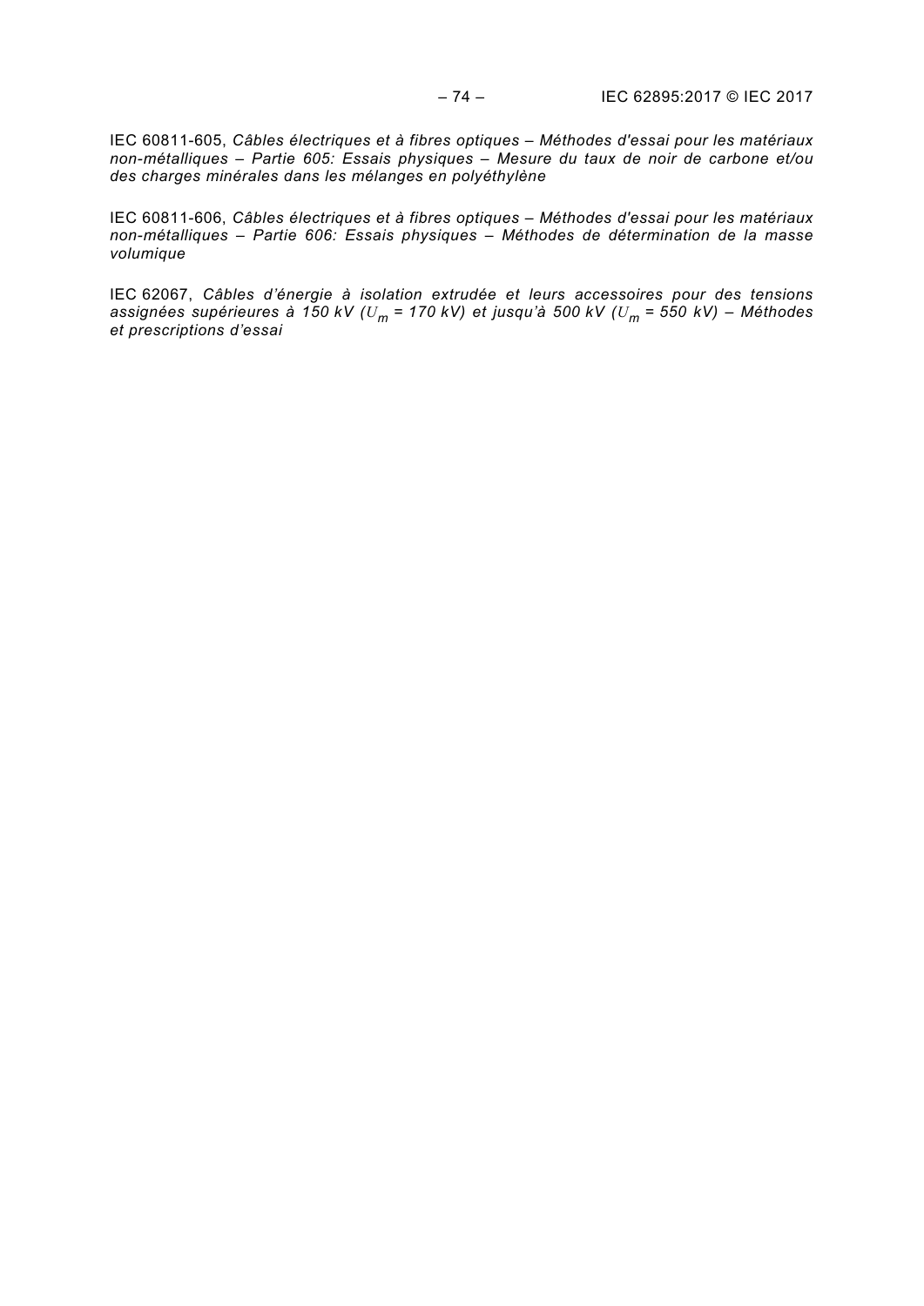IEC 60811-605, *Câbles électriques et à fibres optiques – Méthodes d'essai pour les matériaux non-métalliques – Partie 605: Essais physiques – Mesure du taux de noir de carbone et/ou des charges minérales dans les mélanges en polyéthylène*

IEC 60811-606, *Câbles électriques et à fibres optiques – Méthodes d'essai pour les matériaux non-métalliques – Partie 606: Essais physiques – Méthodes de détermination de la masse volumique*

IEC 62067, *Câbles d'énergie à isolation extrudée et leurs accessoires pour des tensions assignées supérieures à 150 kV ($U_m$ = 170 kV) et jusqu'à 500 kV ($U_m$ = 550 kV) – Méthodes et prescriptions d'essai*